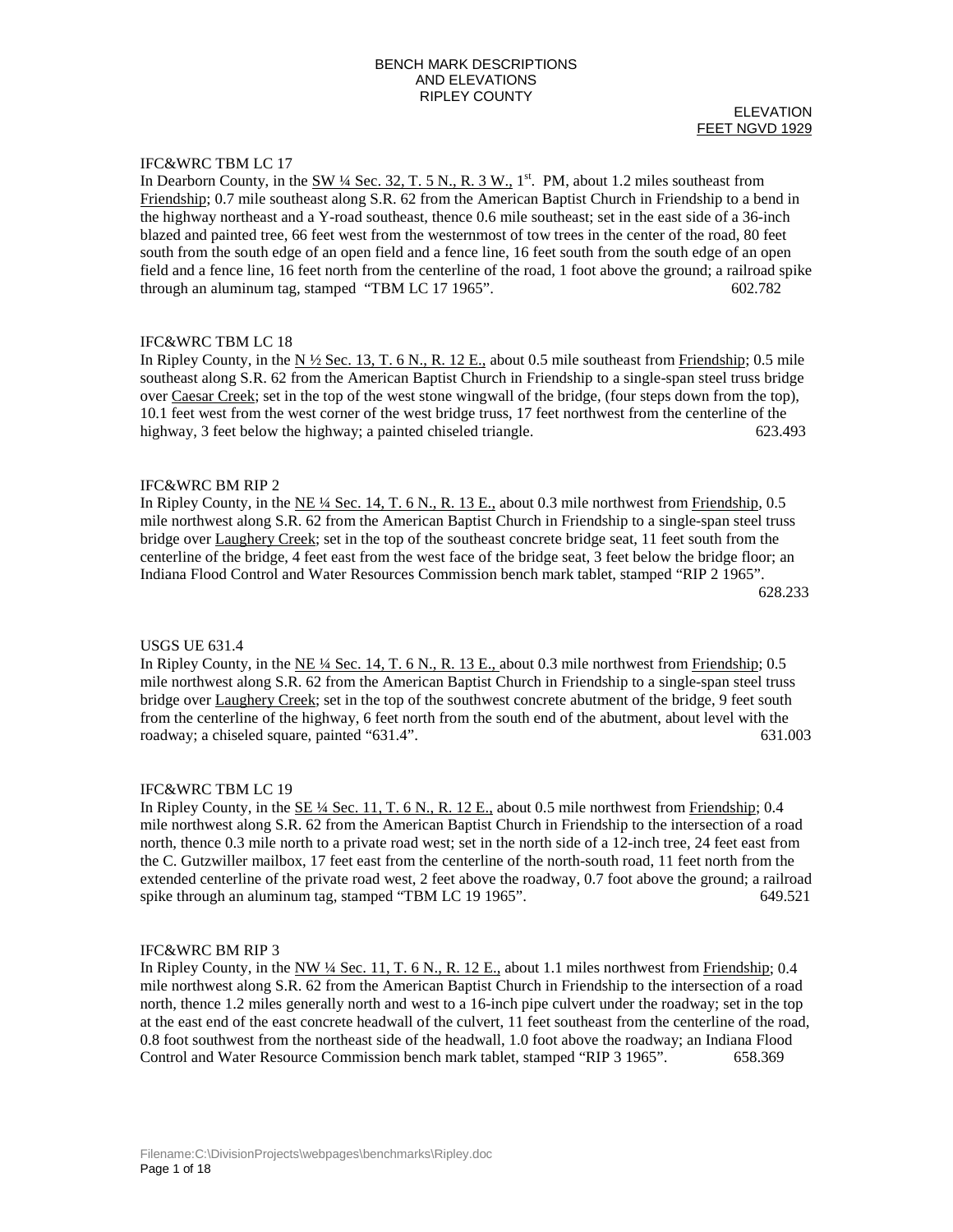BENCH MARK DESCRIPTIONS
AND ELEVATIONS
RIPLEY COUNTY

ELEVATION
FEET NGVD 1929

IFC&WRC TBM LC 17
In Dearborn County, in the SW ¼ Sec. 32, T. 5 N., R. 3 W., 1[st]. PM, about 1.2 miles southeast from Friendship; 0.7 mile southeast along S.R. 62 from the American Baptist Church in Friendship to a bend in the highway northeast and a Y-road southeast, thence 0.6 mile southeast; set in the east side of a 36-inch blazed and painted tree, 66 feet west from the westernmost of tow trees in the center of the road, 80 feet south from the south edge of an open field and a fence line, 16 feet south from the south edge of an open field and a fence line, 16 feet north from the centerline of the road, 1 foot above the ground; a railroad spike through an aluminum tag, stamped "TBM LC 17 1965". 602.782

IFC&WRC TBM LC 18
In Ripley County, in the N ½ Sec. 13, T. 6 N., R. 12 E., about 0.5 mile southeast from Friendship; 0.5 mile southeast along S.R. 62 from the American Baptist Church in Friendship to a single-span steel truss bridge over Caesar Creek; set in the top of the west stone wingwall of the bridge, (four steps down from the top), 10.1 feet west from the west corner of the west bridge truss, 17 feet northwest from the centerline of the highway, 3 feet below the highway; a painted chiseled triangle. 623.493

IFC&WRC BM RIP 2
In Ripley County, in the NE ¼ Sec. 14, T. 6 N., R. 13 E., about 0.3 mile northwest from Friendship, 0.5 mile northwest along S.R. 62 from the American Baptist Church in Friendship to a single-span steel truss bridge over Laughery Creek; set in the top of the southeast concrete bridge seat, 11 feet south from the centerline of the bridge, 4 feet east from the west face of the bridge seat, 3 feet below the bridge floor; an Indiana Flood Control and Water Resources Commission bench mark tablet, stamped "RIP 2 1965". 628.233

USGS UE 631.4
In Ripley County, in the NE ¼ Sec. 14, T. 6 N., R. 13 E., about 0.3 mile northwest from Friendship; 0.5 mile northwest along S.R. 62 from the American Baptist Church in Friendship to a single-span steel truss bridge over Laughery Creek; set in the top of the southwest concrete abutment of the bridge, 9 feet south from the centerline of the highway, 6 feet north from the south end of the abutment, about level with the roadway; a chiseled square, painted "631.4". 631.003

IFC&WRC TBM LC 19
In Ripley County, in the SE ¼ Sec. 11, T. 6 N., R. 12 E., about 0.5 mile northwest from Friendship; 0.4 mile northwest along S.R. 62 from the American Baptist Church in Friendship to the intersection of a road north, thence 0.3 mile north to a private road west; set in the north side of a 12-inch tree, 24 feet east from the C. Gutzwiller mailbox, 17 feet east from the centerline of the north-south road, 11 feet north from the extended centerline of the private road west, 2 feet above the roadway, 0.7 foot above the ground; a railroad spike through an aluminum tag, stamped "TBM LC 19 1965". 649.521

IFC&WRC BM RIP 3
In Ripley County, in the NW ¼ Sec. 11, T. 6 N., R. 12 E., about 1.1 miles northwest from Friendship; 0.4 mile northwest along S.R. 62 from the American Baptist Church in Friendship to the intersection of a road north, thence 1.2 miles generally north and west to a 16-inch pipe culvert under the roadway; set in the top at the east end of the east concrete headwall of the culvert, 11 feet southeast from the centerline of the road, 0.8 foot southwest from the northeast side of the headwall, 1.0 foot above the roadway; an Indiana Flood Control and Water Resource Commission bench mark tablet, stamped "RIP 3 1965". 658.369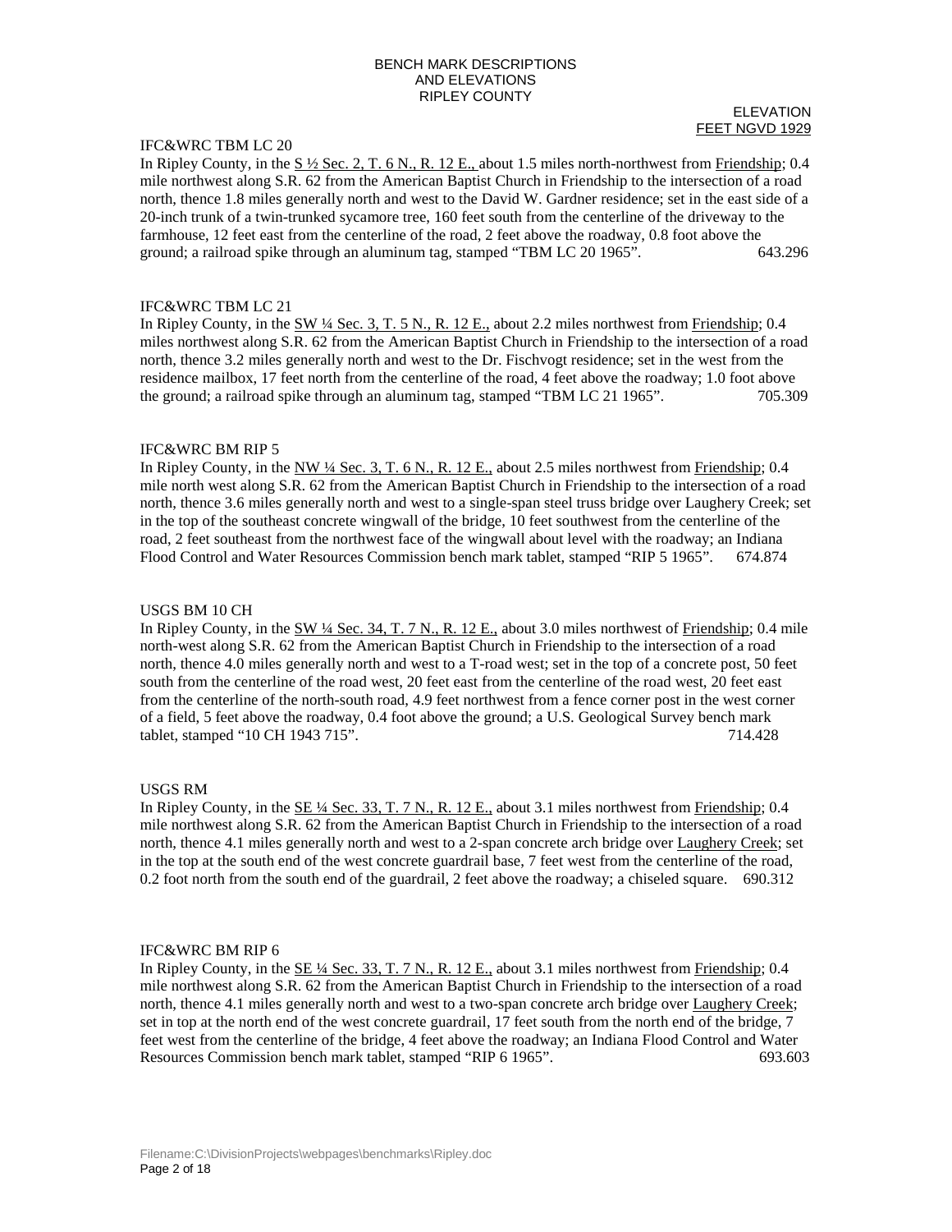BENCH MARK DESCRIPTIONS
AND ELEVATIONS
RIPLEY COUNTY

ELEVATION
FEET NGVD 1929

IFC&WRC TBM LC 20
In Ripley County, in the S ½ Sec. 2, T. 6 N., R. 12 E., about 1.5 miles north-northwest from Friendship; 0.4 mile northwest along S.R. 62 from the American Baptist Church in Friendship to the intersection of a road north, thence 1.8 miles generally north and west to the David W. Gardner residence; set in the east side of a 20-inch trunk of a twin-trunked sycamore tree, 160 feet south from the centerline of the driveway to the farmhouse, 12 feet east from the centerline of the road, 2 feet above the roadway, 0.8 foot above the ground; a railroad spike through an aluminum tag, stamped "TBM LC 20 1965". 643.296

IFC&WRC TBM LC 21
In Ripley County, in the SW ¼ Sec. 3, T. 5 N., R. 12 E., about 2.2 miles northwest from Friendship; 0.4 miles northwest along S.R. 62 from the American Baptist Church in Friendship to the intersection of a road north, thence 3.2 miles generally north and west to the Dr. Fischvogt residence; set in the west from the residence mailbox, 17 feet north from the centerline of the road, 4 feet above the roadway; 1.0 foot above the ground; a railroad spike through an aluminum tag, stamped "TBM LC 21 1965". 705.309

IFC&WRC BM RIP 5
In Ripley County, in the NW ¼ Sec. 3, T. 6 N., R. 12 E., about 2.5 miles northwest from Friendship; 0.4 mile north west along S.R. 62 from the American Baptist Church in Friendship to the intersection of a road north, thence 3.6 miles generally north and west to a single-span steel truss bridge over Laughery Creek; set in the top of the southeast concrete wingwall of the bridge, 10 feet southwest from the centerline of the road, 2 feet southeast from the northwest face of the wingwall about level with the roadway; an Indiana Flood Control and Water Resources Commission bench mark tablet, stamped "RIP 5 1965". 674.874

USGS BM 10 CH
In Ripley County, in the SW ¼ Sec. 34, T. 7 N., R. 12 E., about 3.0 miles northwest of Friendship; 0.4 mile north-west along S.R. 62 from the American Baptist Church in Friendship to the intersection of a road north, thence 4.0 miles generally north and west to a T-road west; set in the top of a concrete post, 50 feet south from the centerline of the road west, 20 feet east from the centerline of the road west, 20 feet east from the centerline of the north-south road, 4.9 feet northwest from a fence corner post in the west corner of a field, 5 feet above the roadway, 0.4 foot above the ground; a U.S. Geological Survey bench mark tablet, stamped "10 CH 1943 715". 714.428

USGS RM
In Ripley County, in the SE ¼ Sec. 33, T. 7 N., R. 12 E., about 3.1 miles northwest from Friendship; 0.4 mile northwest along S.R. 62 from the American Baptist Church in Friendship to the intersection of a road north, thence 4.1 miles generally north and west to a 2-span concrete arch bridge over Laughery Creek; set in the top at the south end of the west concrete guardrail base, 7 feet west from the centerline of the road, 0.2 foot north from the south end of the guardrail, 2 feet above the roadway; a chiseled square. 690.312

IFC&WRC BM RIP 6
In Ripley County, in the SE ¼ Sec. 33, T. 7 N., R. 12 E., about 3.1 miles northwest from Friendship; 0.4 mile northwest along S.R. 62 from the American Baptist Church in Friendship to the intersection of a road north, thence 4.1 miles generally north and west to a two-span concrete arch bridge over Laughery Creek; set in top at the north end of the west concrete guardrail, 17 feet south from the north end of the bridge, 7 feet west from the centerline of the bridge, 4 feet above the roadway; an Indiana Flood Control and Water Resources Commission bench mark tablet, stamped "RIP 6 1965". 693.603

Filename:C:\DivisionProjects\webpages\benchmarks\Ripley.doc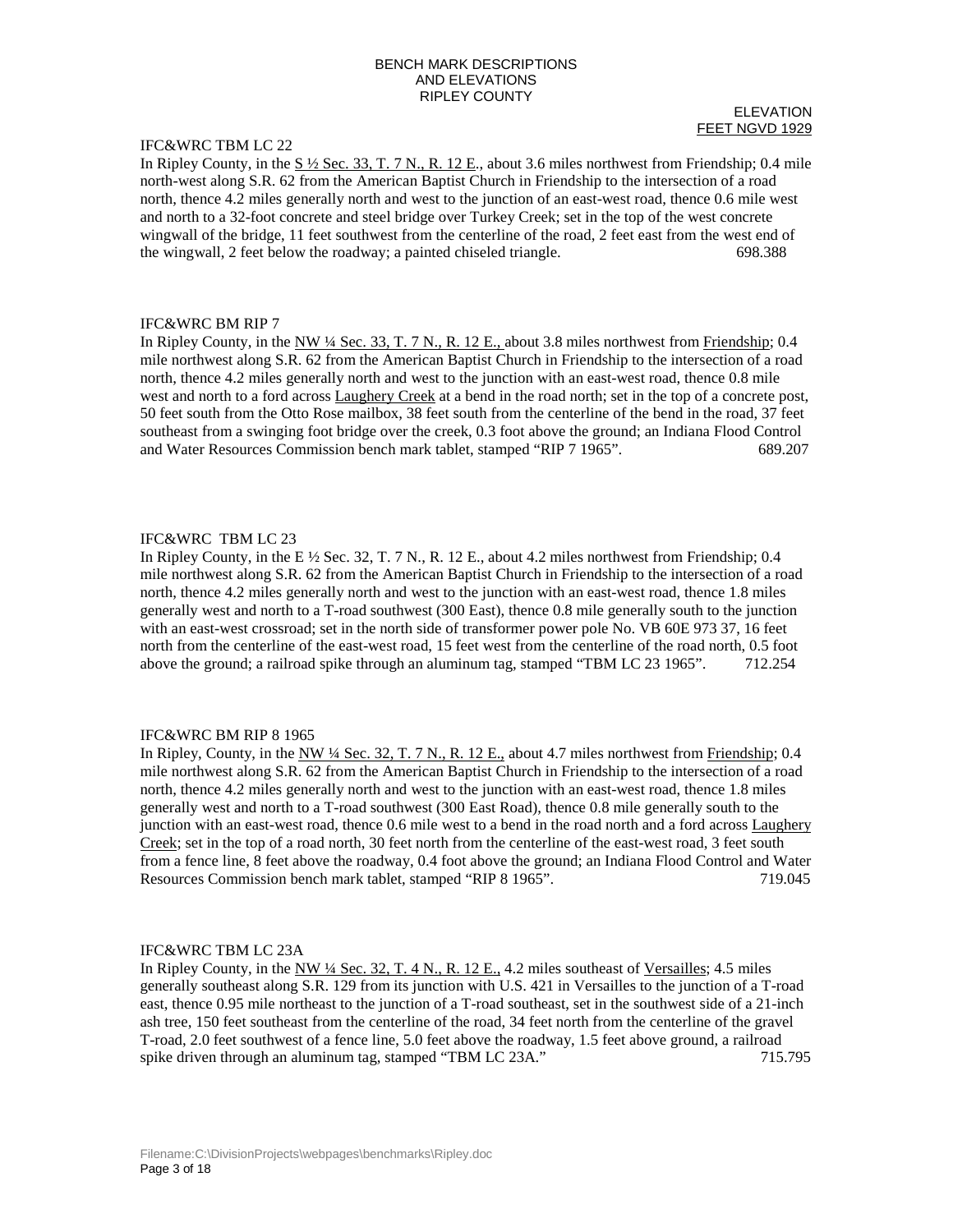BENCH MARK DESCRIPTIONS
AND ELEVATIONS
RIPLEY COUNTY

ELEVATION
FEET NGVD 1929

IFC&WRC TBM LC 22

In Ripley County, in the S ½ Sec. 33, T. 7 N., R. 12 E., about 3.6 miles northwest from Friendship; 0.4 mile north-west along S.R. 62 from the American Baptist Church in Friendship to the intersection of a road north, thence 4.2 miles generally north and west to the junction of an east-west road, thence 0.6 mile west and north to a 32-foot concrete and steel bridge over Turkey Creek; set in the top of the west concrete wingwall of the bridge, 11 feet southwest from the centerline of the road, 2 feet east from the west end of the wingwall, 2 feet below the roadway; a painted chiseled triangle. 698.388

IFC&WRC BM RIP 7

In Ripley County, in the NW ¼ Sec. 33, T. 7 N., R. 12 E., about 3.8 miles northwest from Friendship; 0.4 mile northwest along S.R. 62 from the American Baptist Church in Friendship to the intersection of a road north, thence 4.2 miles generally north and west to the junction with an east-west road, thence 0.8 mile west and north to a ford across Laughery Creek at a bend in the road north; set in the top of a concrete post, 50 feet south from the Otto Rose mailbox, 38 feet south from the centerline of the bend in the road, 37 feet southeast from a swinging foot bridge over the creek, 0.3 foot above the ground; an Indiana Flood Control and Water Resources Commission bench mark tablet, stamped "RIP 7 1965". 689.207

IFC&WRC TBM LC 23

In Ripley County, in the E ½ Sec. 32, T. 7 N., R. 12 E., about 4.2 miles northwest from Friendship; 0.4 mile northwest along S.R. 62 from the American Baptist Church in Friendship to the intersection of a road north, thence 4.2 miles generally north and west to the junction with an east-west road, thence 1.8 miles generally west and north to a T-road southwest (300 East), thence 0.8 mile generally south to the junction with an east-west crossroad; set in the north side of transformer power pole No. VB 60E 973 37, 16 feet north from the centerline of the east-west road, 15 feet west from the centerline of the road north, 0.5 foot above the ground; a railroad spike through an aluminum tag, stamped "TBM LC 23 1965". 712.254

IFC&WRC BM RIP 8 1965

In Ripley, County, in the NW ¼ Sec. 32, T. 7 N., R. 12 E., about 4.7 miles northwest from Friendship; 0.4 mile northwest along S.R. 62 from the American Baptist Church in Friendship to the intersection of a road north, thence 4.2 miles generally north and west to the junction with an east-west road, thence 1.8 miles generally west and north to a T-road southwest (300 East Road), thence 0.8 mile generally south to the junction with an east-west road, thence 0.6 mile west to a bend in the road north and a ford across Laughery Creek; set in the top of a road north, 30 feet north from the centerline of the east-west road, 3 feet south from a fence line, 8 feet above the roadway, 0.4 foot above the ground; an Indiana Flood Control and Water Resources Commission bench mark tablet, stamped "RIP 8 1965". 719.045

IFC&WRC TBM LC 23A

In Ripley County, in the NW ¼ Sec. 32, T. 4 N., R. 12 E., 4.2 miles southeast of Versailles; 4.5 miles generally southeast along S.R. 129 from its junction with U.S. 421 in Versailles to the junction of a T-road east, thence 0.95 mile northeast to the junction of a T-road southeast, set in the southwest side of a 21-inch ash tree, 150 feet southeast from the centerline of the road, 34 feet north from the centerline of the gravel T-road, 2.0 feet southwest of a fence line, 5.0 feet above the roadway, 1.5 feet above ground, a railroad spike driven through an aluminum tag, stamped "TBM LC 23A." 715.795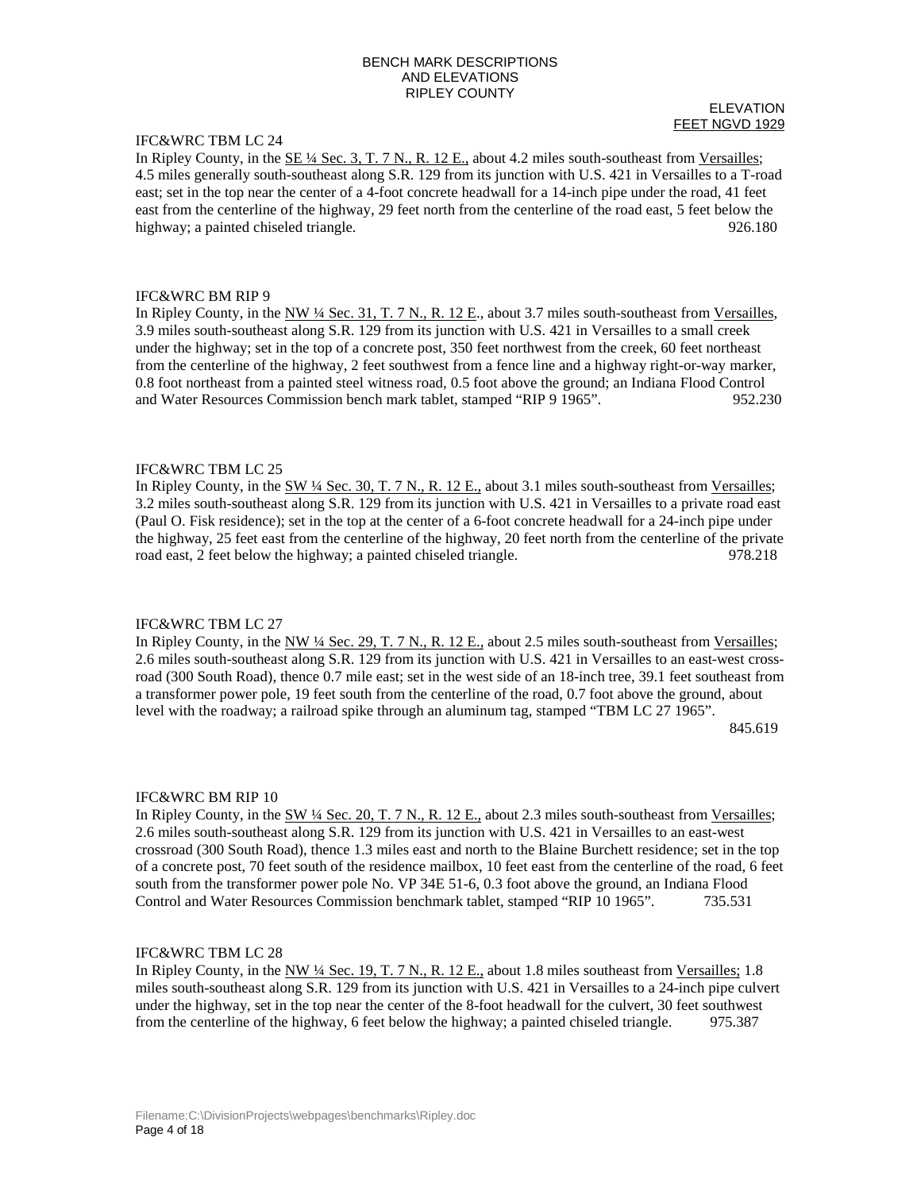BENCH MARK DESCRIPTIONS
AND ELEVATIONS
RIPLEY COUNTY

ELEVATION
FEET NGVD 1929

IFC&WRC TBM LC 24
In Ripley County, in the SE ¼ Sec. 3, T. 7 N., R. 12 E., about 4.2 miles south-southeast from Versailles; 4.5 miles generally south-southeast along S.R. 129 from its junction with U.S. 421 in Versailles to a T-road east; set in the top near the center of a 4-foot concrete headwall for a 14-inch pipe under the road, 41 feet east from the centerline of the highway, 29 feet north from the centerline of the road east, 5 feet below the highway; a painted chiseled triangle. 926.180

IFC&WRC BM RIP 9
In Ripley County, in the NW ¼ Sec. 31, T. 7 N., R. 12 E., about 3.7 miles south-southeast from Versailles, 3.9 miles south-southeast along S.R. 129 from its junction with U.S. 421 in Versailles to a small creek under the highway; set in the top of a concrete post, 350 feet northwest from the creek, 60 feet northeast from the centerline of the highway, 2 feet southwest from a fence line and a highway right-or-way marker, 0.8 foot northeast from a painted steel witness road, 0.5 foot above the ground; an Indiana Flood Control and Water Resources Commission bench mark tablet, stamped "RIP 9 1965". 952.230

IFC&WRC TBM LC 25
In Ripley County, in the SW ¼ Sec. 30, T. 7 N., R. 12 E., about 3.1 miles south-southeast from Versailles; 3.2 miles south-southeast along S.R. 129 from its junction with U.S. 421 in Versailles to a private road east (Paul O. Fisk residence); set in the top at the center of a 6-foot concrete headwall for a 24-inch pipe under the highway, 25 feet east from the centerline of the highway, 20 feet north from the centerline of the private road east, 2 feet below the highway; a painted chiseled triangle. 978.218

IFC&WRC TBM LC 27
In Ripley County, in the NW ¼ Sec. 29, T. 7 N., R. 12 E., about 2.5 miles south-southeast from Versailles; 2.6 miles south-southeast along S.R. 129 from its junction with U.S. 421 in Versailles to an east-west cross-road (300 South Road), thence 0.7 mile east; set in the west side of an 18-inch tree, 39.1 feet southeast from a transformer power pole, 19 feet south from the centerline of the road, 0.7 foot above the ground, about level with the roadway; a railroad spike through an aluminum tag, stamped "TBM LC 27 1965". 845.619

IFC&WRC BM RIP 10
In Ripley County, in the SW ¼ Sec. 20, T. 7 N., R. 12 E., about 2.3 miles south-southeast from Versailles; 2.6 miles south-southeast along S.R. 129 from its junction with U.S. 421 in Versailles to an east-west crossroad (300 South Road), thence 1.3 miles east and north to the Blaine Burchett residence; set in the top of a concrete post, 70 feet south of the residence mailbox, 10 feet east from the centerline of the road, 6 feet south from the transformer power pole No. VP 34E 51-6, 0.3 foot above the ground, an Indiana Flood Control and Water Resources Commission benchmark tablet, stamped "RIP 10 1965". 735.531

IFC&WRC TBM LC 28
In Ripley County, in the NW ¼ Sec. 19, T. 7 N., R. 12 E., about 1.8 miles southeast from Versailles; 1.8 miles south-southeast along S.R. 129 from its junction with U.S. 421 in Versailles to a 24-inch pipe culvert under the highway, set in the top near the center of the 8-foot headwall for the culvert, 30 feet southwest from the centerline of the highway, 6 feet below the highway; a painted chiseled triangle. 975.387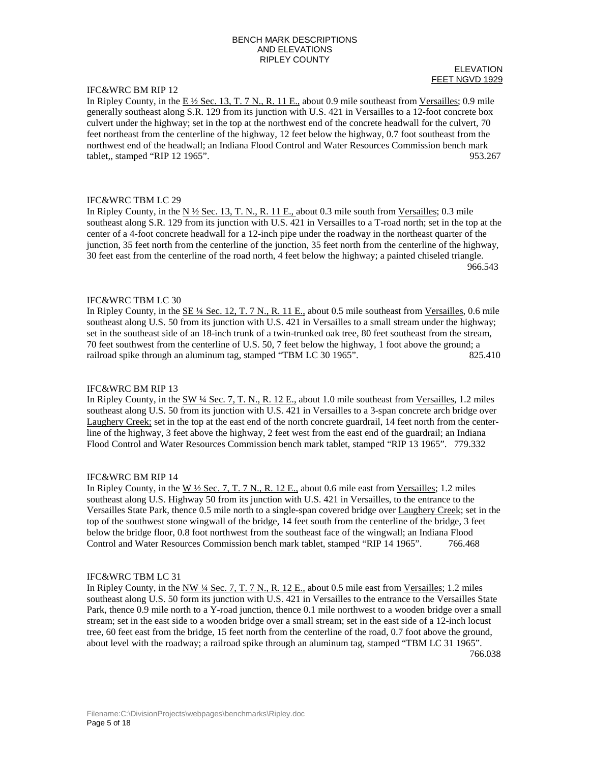BENCH MARK DESCRIPTIONS
AND ELEVATIONS
RIPLEY COUNTY

ELEVATION
FEET NGVD 1929

IFC&WRC BM RIP 12

In Ripley County, in the E ½ Sec. 13, T. 7 N., R. 11 E., about 0.9 mile southeast from Versailles; 0.9 mile generally southeast along S.R. 129 from its junction with U.S. 421 in Versailles to a 12-foot concrete box culvert under the highway; set in the top at the northwest end of the concrete headwall for the culvert, 70 feet northeast from the centerline of the highway, 12 feet below the highway, 0.7 foot southeast from the northwest end of the headwall; an Indiana Flood Control and Water Resources Commission bench mark tablet,, stamped "RIP 12 1965". 953.267

IFC&WRC TBM LC 29

In Ripley County, in the N ½ Sec. 13, T. N., R. 11 E., about 0.3 mile south from Versailles; 0.3 mile southeast along S.R. 129 from its junction with U.S. 421 in Versailles to a T-road north; set in the top at the center of a 4-foot concrete headwall for a 12-inch pipe under the roadway in the northeast quarter of the junction, 35 feet north from the centerline of the junction, 35 feet north from the centerline of the highway, 30 feet east from the centerline of the road north, 4 feet below the highway; a painted chiseled triangle. 966.543

IFC&WRC TBM LC 30

In Ripley County, in the SE ¼ Sec. 12, T. 7 N., R. 11 E., about 0.5 mile southeast from Versailles, 0.6 mile southeast along U.S. 50 from its junction with U.S. 421 in Versailles to a small stream under the highway; set in the southeast side of an 18-inch trunk of a twin-trunked oak tree, 80 feet southeast from the stream, 70 feet southwest from the centerline of U.S. 50, 7 feet below the highway, 1 foot above the ground; a railroad spike through an aluminum tag, stamped "TBM LC 30 1965". 825.410

IFC&WRC BM RIP 13

In Ripley County, in the SW ¼ Sec. 7, T. N., R. 12 E., about 1.0 mile southeast from Versailles, 1.2 miles southeast along U.S. 50 from its junction with U.S. 421 in Versailles to a 3-span concrete arch bridge over Laughery Creek; set in the top at the east end of the north concrete guardrail, 14 feet north from the centerline of the highway, 3 feet above the highway, 2 feet west from the east end of the guardrail; an Indiana Flood Control and Water Resources Commission bench mark tablet, stamped "RIP 13 1965". 779.332

IFC&WRC BM RIP 14

In Ripley County, in the W ½ Sec. 7, T. 7 N., R. 12 E., about 0.6 mile east from Versailles; 1.2 miles southeast along U.S. Highway 50 from its junction with U.S. 421 in Versailles, to the entrance to the Versailles State Park, thence 0.5 mile north to a single-span covered bridge over Laughery Creek; set in the top of the southwest stone wingwall of the bridge, 14 feet south from the centerline of the bridge, 3 feet below the bridge floor, 0.8 foot northwest from the southeast face of the wingwall; an Indiana Flood Control and Water Resources Commission bench mark tablet, stamped "RIP 14 1965". 766.468

IFC&WRC TBM LC 31

In Ripley County, in the NW ¼ Sec. 7, T. 7 N., R. 12 E., about 0.5 mile east from Versailles; 1.2 miles southeast along U.S. 50 form its junction with U.S. 421 in Versailles to the entrance to the Versailles State Park, thence 0.9 mile north to a Y-road junction, thence 0.1 mile northwest to a wooden bridge over a small stream; set in the east side to a wooden bridge over a small stream; set in the east side of a 12-inch locust tree, 60 feet east from the bridge, 15 feet north from the centerline of the road, 0.7 foot above the ground, about level with the roadway; a railroad spike through an aluminum tag, stamped "TBM LC 31 1965". 766.038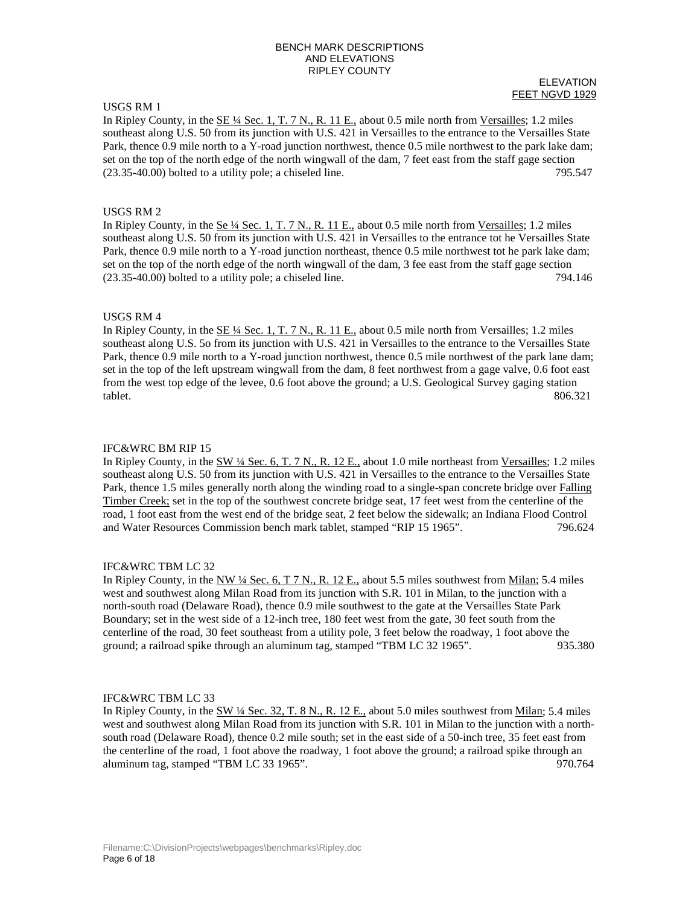BENCH MARK DESCRIPTIONS
AND ELEVATIONS
RIPLEY COUNTY

ELEVATION
FEET NGVD 1929

USGS RM 1

In Ripley County, in the SE ¼ Sec. 1, T. 7 N., R. 11 E., about 0.5 mile north from Versailles; 1.2 miles southeast along U.S. 50 from its junction with U.S. 421 in Versailles to the entrance to the Versailles State Park, thence 0.9 mile north to a Y-road junction northwest, thence 0.5 mile northwest to the park lake dam; set on the top of the north edge of the north wingwall of the dam, 7 feet east from the staff gage section (23.35-40.00) bolted to a utility pole; a chiseled line. 795.547

USGS RM 2

In Ripley County, in the Se ¼ Sec. 1, T. 7 N., R. 11 E., about 0.5 mile north from Versailles; 1.2 miles southeast along U.S. 50 from its junction with U.S. 421 in Versailles to the entrance tot he Versailles State Park, thence 0.9 mile north to a Y-road junction northeast, thence 0.5 mile northwest tot he park lake dam; set on the top of the north edge of the north wingwall of the dam, 3 fee east from the staff gage section (23.35-40.00) bolted to a utility pole; a chiseled line. 794.146

USGS RM 4

In Ripley County, in the SE ¼ Sec. 1, T. 7 N., R. 11 E., about 0.5 mile north from Versailles; 1.2 miles southeast along U.S. 5o from its junction with U.S. 421 in Versailles to the entrance of the Versailles State Park, thence 0.9 mile north to a Y-road junction northwest, thence 0.5 mile northwest of the park lane dam; set in the top of the left upstream wingwall from the dam, 8 feet northwest from a gage valve, 0.6 foot east from the west top edge of the levee, 0.6 foot above the ground; a U.S. Geological Survey gaging station tablet. 806.321

IFC&WRC BM RIP 15

In Ripley County, in the SW ¼ Sec. 6, T. 7 N., R. 12 E., about 1.0 mile northeast from Versailles; 1.2 miles southeast along U.S. 50 from its junction with U.S. 421 in Versailles to the entrance to the Versailles State Park, thence 1.5 miles generally north along the winding road to a single-span concrete bridge over Falling Timber Creek; set in the top of the southwest concrete bridge seat, 17 feet west from the centerline of the road, 1 foot east from the west end of the bridge seat, 2 feet below the sidewalk; an Indiana Flood Control and Water Resources Commission bench mark tablet, stamped "RIP 15 1965". 796.624

IFC&WRC TBM LC 32

In Ripley County, in the NW ¼ Sec. 6, T 7 N., R. 12 E., about 5.5 miles southwest from Milan; 5.4 miles west and southwest along Milan Road from its junction with S.R. 101 in Milan, to the junction with a north-south road (Delaware Road), thence 0.9 mile southwest to the gate at the Versailles State Park Boundary; set in the west side of a 12-inch tree, 180 feet west from the gate, 30 feet south from the centerline of the road, 30 feet southeast from a utility pole, 3 feet below the roadway, 1 foot above the ground; a railroad spike through an aluminum tag, stamped "TBM LC 32 1965". 935.380

IFC&WRC TBM LC 33

In Ripley County, in the SW ¼ Sec. 32, T. 8 N., R. 12 E., about 5.0 miles southwest from Milan; 5.4 miles west and southwest along Milan Road from its junction with S.R. 101 in Milan to the junction with a north-south road (Delaware Road), thence 0.2 mile south; set in the east side of a 50-inch tree, 35 feet east from the centerline of the road, 1 foot above the roadway, 1 foot above the ground; a railroad spike through an aluminum tag, stamped "TBM LC 33 1965". 970.764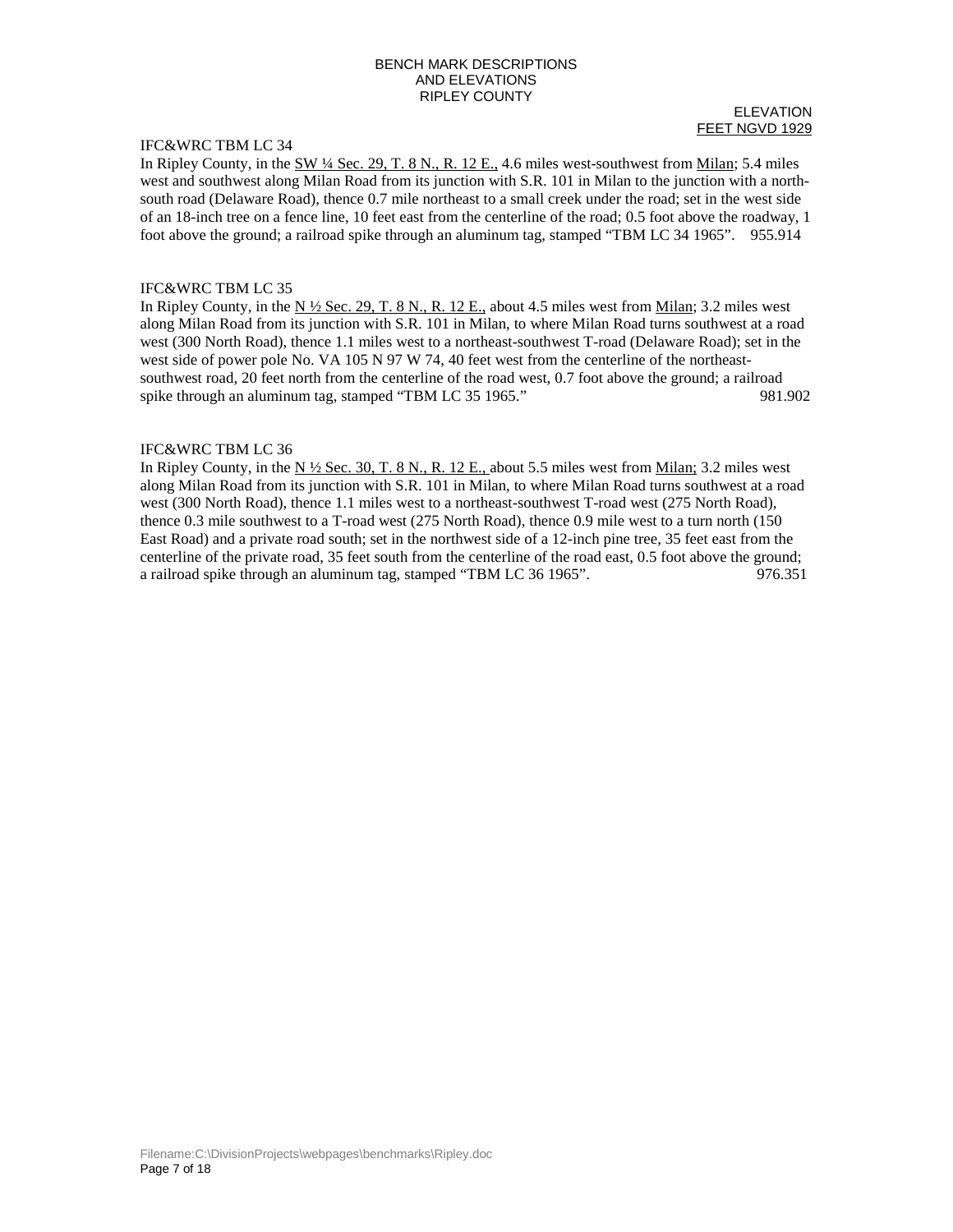BENCH MARK DESCRIPTIONS
AND ELEVATIONS
RIPLEY COUNTY

ELEVATION
FEET NGVD 1929

IFC&WRC TBM LC 34

In Ripley County, in the SW ¼ Sec. 29, T. 8 N., R. 12 E., 4.6 miles west-southwest from Milan; 5.4 miles west and southwest along Milan Road from its junction with S.R. 101 in Milan to the junction with a north-south road (Delaware Road), thence 0.7 mile northeast to a small creek under the road; set in the west side of an 18-inch tree on a fence line, 10 feet east from the centerline of the road; 0.5 foot above the roadway, 1 foot above the ground; a railroad spike through an aluminum tag, stamped "TBM LC 34 1965". 955.914

IFC&WRC TBM LC 35

In Ripley County, in the N ½ Sec. 29, T. 8 N., R. 12 E., about 4.5 miles west from Milan; 3.2 miles west along Milan Road from its junction with S.R. 101 in Milan, to where Milan Road turns southwest at a road west (300 North Road), thence 1.1 miles west to a northeast-southwest T-road (Delaware Road); set in the west side of power pole No. VA 105 N 97 W 74, 40 feet west from the centerline of the northeast-southwest road, 20 feet north from the centerline of the road west, 0.7 foot above the ground; a railroad spike through an aluminum tag, stamped "TBM LC 35 1965." 981.902

IFC&WRC TBM LC 36

In Ripley County, in the N ½ Sec. 30, T. 8 N., R. 12 E., about 5.5 miles west from Milan; 3.2 miles west along Milan Road from its junction with S.R. 101 in Milan, to where Milan Road turns southwest at a road west (300 North Road), thence 1.1 miles west to a northeast-southwest T-road west (275 North Road), thence 0.3 mile southwest to a T-road west (275 North Road), thence 0.9 mile west to a turn north (150 East Road) and a private road south; set in the northwest side of a 12-inch pine tree, 35 feet east from the centerline of the private road, 35 feet south from the centerline of the road east, 0.5 foot above the ground; a railroad spike through an aluminum tag, stamped "TBM LC 36 1965". 976.351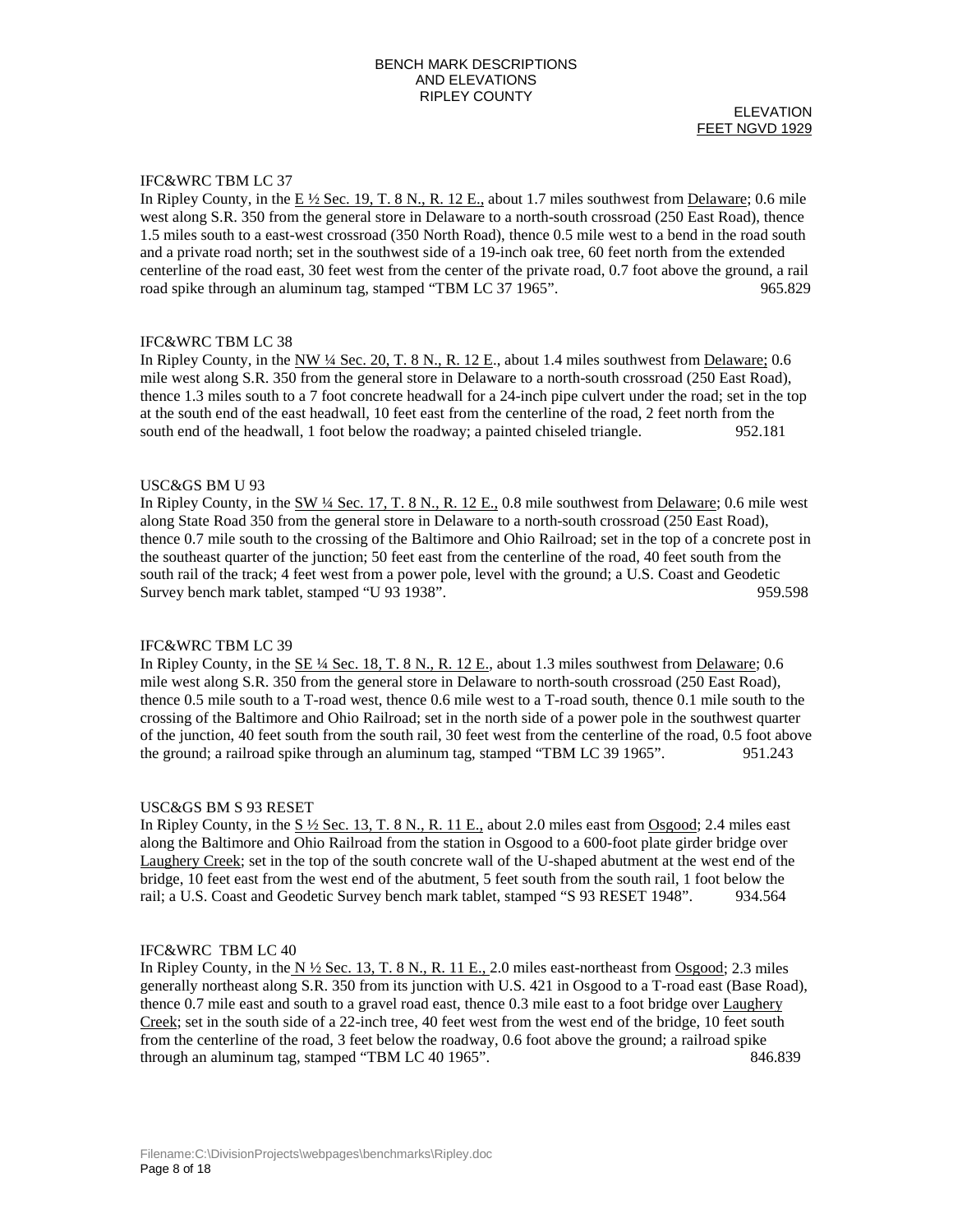BENCH MARK DESCRIPTIONS
AND ELEVATIONS
RIPLEY COUNTY

ELEVATION
FEET NGVD 1929

IFC&WRC TBM LC 37

In Ripley County, in the E ½ Sec. 19, T. 8 N., R. 12 E., about 1.7 miles southwest from Delaware; 0.6 mile west along S.R. 350 from the general store in Delaware to a north-south crossroad (250 East Road), thence 1.5 miles south to a east-west crossroad (350 North Road), thence 0.5 mile west to a bend in the road south and a private road north; set in the southwest side of a 19-inch oak tree, 60 feet north from the extended centerline of the road east, 30 feet west from the center of the private road, 0.7 foot above the ground, a rail road spike through an aluminum tag, stamped "TBM LC 37 1965". 965.829

IFC&WRC TBM LC 38

In Ripley County, in the NW ¼ Sec. 20, T. 8 N., R. 12 E., about 1.4 miles southwest from Delaware; 0.6 mile west along S.R. 350 from the general store in Delaware to a north-south crossroad (250 East Road), thence 1.3 miles south to a 7 foot concrete headwall for a 24-inch pipe culvert under the road; set in the top at the south end of the east headwall, 10 feet east from the centerline of the road, 2 feet north from the south end of the headwall, 1 foot below the roadway; a painted chiseled triangle. 952.181

USC&GS BM U 93

In Ripley County, in the SW ¼ Sec. 17, T. 8 N., R. 12 E., 0.8 mile southwest from Delaware; 0.6 mile west along State Road 350 from the general store in Delaware to a north-south crossroad (250 East Road), thence 0.7 mile south to the crossing of the Baltimore and Ohio Railroad; set in the top of a concrete post in the southeast quarter of the junction; 50 feet east from the centerline of the road, 40 feet south from the south rail of the track; 4 feet west from a power pole, level with the ground; a U.S. Coast and Geodetic Survey bench mark tablet, stamped "U 93 1938". 959.598

IFC&WRC TBM LC 39

In Ripley County, in the SE ¼ Sec. 18, T. 8 N., R. 12 E., about 1.3 miles southwest from Delaware; 0.6 mile west along S.R. 350 from the general store in Delaware to north-south crossroad (250 East Road), thence 0.5 mile south to a T-road west, thence 0.6 mile west to a T-road south, thence 0.1 mile south to the crossing of the Baltimore and Ohio Railroad; set in the north side of a power pole in the southwest quarter of the junction, 40 feet south from the south rail, 30 feet west from the centerline of the road, 0.5 foot above the ground; a railroad spike through an aluminum tag, stamped "TBM LC 39 1965". 951.243

USC&GS BM S 93 RESET

In Ripley County, in the S ½ Sec. 13, T. 8 N., R. 11 E., about 2.0 miles east from Osgood; 2.4 miles east along the Baltimore and Ohio Railroad from the station in Osgood to a 600-foot plate girder bridge over Laughery Creek; set in the top of the south concrete wall of the U-shaped abutment at the west end of the bridge, 10 feet east from the west end of the abutment, 5 feet south from the south rail, 1 foot below the rail; a U.S. Coast and Geodetic Survey bench mark tablet, stamped "S 93 RESET 1948". 934.564

IFC&WRC TBM LC 40

In Ripley County, in the N ½ Sec. 13, T. 8 N., R. 11 E., 2.0 miles east-northeast from Osgood; 2.3 miles generally northeast along S.R. 350 from its junction with U.S. 421 in Osgood to a T-road east (Base Road), thence 0.7 mile east and south to a gravel road east, thence 0.3 mile east to a foot bridge over Laughery Creek; set in the south side of a 22-inch tree, 40 feet west from the west end of the bridge, 10 feet south from the centerline of the road, 3 feet below the roadway, 0.6 foot above the ground; a railroad spike through an aluminum tag, stamped "TBM LC 40 1965". 846.839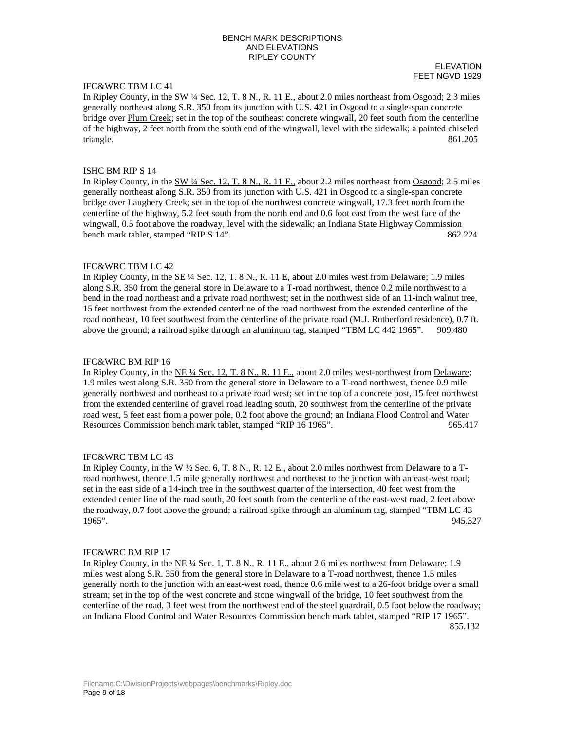BENCH MARK DESCRIPTIONS
AND ELEVATIONS
RIPLEY COUNTY

ELEVATION
FEET NGVD 1929

IFC&WRC TBM LC 41

In Ripley County, in the SW ¼ Sec. 12, T. 8 N., R. 11 E., about 2.0 miles northeast from Osgood; 2.3 miles generally northeast along S.R. 350 from its junction with U.S. 421 in Osgood to a single-span concrete bridge over Plum Creek; set in the top of the southeast concrete wingwall, 20 feet south from the centerline of the highway, 2 feet north from the south end of the wingwall, level with the sidewalk; a painted chiseled triangle. 861.205

ISHC BM RIP S 14

In Ripley County, in the SW ¼ Sec. 12, T. 8 N., R. 11 E., about 2.2 miles northeast from Osgood; 2.5 miles generally northeast along S.R. 350 from its junction with U.S. 421 in Osgood to a single-span concrete bridge over Laughery Creek; set in the top of the northwest concrete wingwall, 17.3 feet north from the centerline of the highway, 5.2 feet south from the north end and 0.6 foot east from the west face of the wingwall, 0.5 foot above the roadway, level with the sidewalk; an Indiana State Highway Commission bench mark tablet, stamped "RIP S 14". 862.224

IFC&WRC TBM LC 42

In Ripley County, in the SE ¼ Sec. 12, T. 8 N., R. 11 E, about 2.0 miles west from Delaware; 1.9 miles along S.R. 350 from the general store in Delaware to a T-road northwest, thence 0.2 mile northwest to a bend in the road northeast and a private road northwest; set in the northwest side of an 11-inch walnut tree, 15 feet northwest from the extended centerline of the road northwest from the extended centerline of the road northeast, 10 feet southwest from the centerline of the private road (M.J. Rutherford residence), 0.7 ft. above the ground; a railroad spike through an aluminum tag, stamped "TBM LC 442 1965". 909.480

IFC&WRC BM RIP 16

In Ripley County, in the NE ¼ Sec. 12, T. 8 N., R. 11 E., about 2.0 miles west-northwest from Delaware; 1.9 miles west along S.R. 350 from the general store in Delaware to a T-road northwest, thence 0.9 mile generally northwest and northeast to a private road west; set in the top of a concrete post, 15 feet northwest from the extended centerline of gravel road leading south, 20 southwest from the centerline of the private road west, 5 feet east from a power pole, 0.2 foot above the ground; an Indiana Flood Control and Water Resources Commission bench mark tablet, stamped "RIP 16 1965". 965.417

IFC&WRC TBM LC 43

In Ripley County, in the W ½ Sec. 6, T. 8 N., R. 12 E., about 2.0 miles northwest from Delaware to a T-road northwest, thence 1.5 mile generally northwest and northeast to the junction with an east-west road; set in the east side of a 14-inch tree in the southwest quarter of the intersection, 40 feet west from the extended center line of the road south, 20 feet south from the centerline of the east-west road, 2 feet above the roadway, 0.7 foot above the ground; a railroad spike through an aluminum tag, stamped "TBM LC 43 1965". 945.327

IFC&WRC BM RIP 17

In Ripley County, in the NE ¼ Sec. 1, T. 8 N., R. 11 E., about 2.6 miles northwest from Delaware; 1.9 miles west along S.R. 350 from the general store in Delaware to a T-road northwest, thence 1.5 miles generally north to the junction with an east-west road, thence 0.6 mile west to a 26-foot bridge over a small stream; set in the top of the west concrete and stone wingwall of the bridge, 10 feet southwest from the centerline of the road, 3 feet west from the northwest end of the steel guardrail, 0.5 foot below the roadway; an Indiana Flood Control and Water Resources Commission bench mark tablet, stamped "RIP 17 1965". 855.132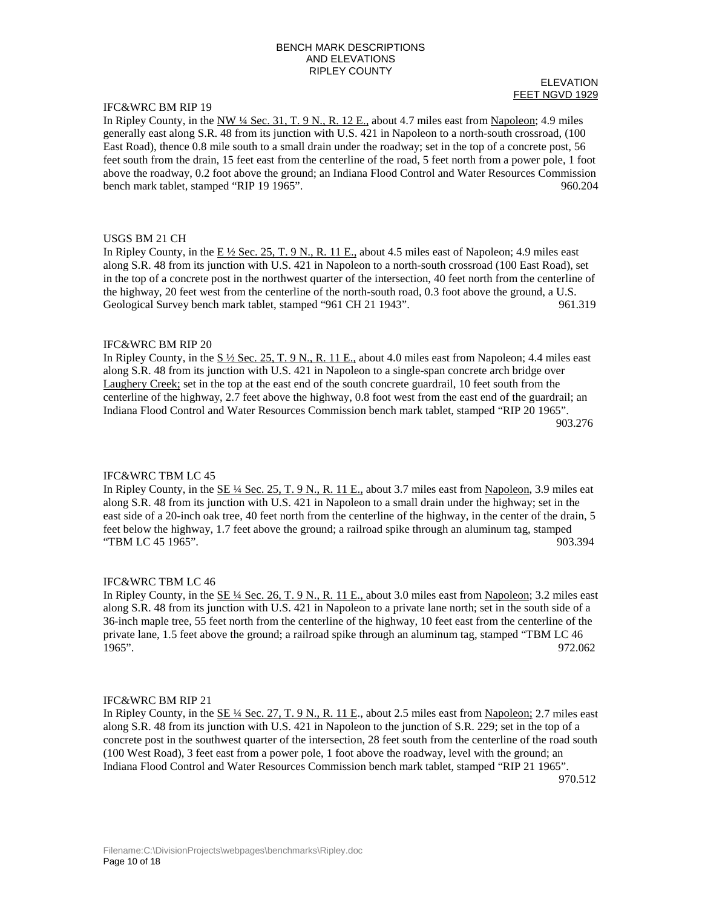BENCH MARK DESCRIPTIONS
AND ELEVATIONS
RIPLEY COUNTY

ELEVATION
FEET NGVD 1929

IFC&WRC BM RIP 19

In Ripley County, in the NW ¼ Sec. 31, T. 9 N., R. 12 E., about 4.7 miles east from Napoleon; 4.9 miles generally east along S.R. 48 from its junction with U.S. 421 in Napoleon to a north-south crossroad, (100 East Road), thence 0.8 mile south to a small drain under the roadway; set in the top of a concrete post, 56 feet south from the drain, 15 feet east from the centerline of the road, 5 feet north from a power pole, 1 foot above the roadway, 0.2 foot above the ground; an Indiana Flood Control and Water Resources Commission bench mark tablet, stamped "RIP 19 1965". 960.204

USGS BM 21 CH

In Ripley County, in the E ½ Sec. 25, T. 9 N., R. 11 E., about 4.5 miles east of Napoleon; 4.9 miles east along S.R. 48 from its junction with U.S. 421 in Napoleon to a north-south crossroad (100 East Road), set in the top of a concrete post in the northwest quarter of the intersection, 40 feet north from the centerline of the highway, 20 feet west from the centerline of the north-south road, 0.3 foot above the ground, a U.S. Geological Survey bench mark tablet, stamped "961 CH 21 1943". 961.319

IFC&WRC BM RIP 20

In Ripley County, in the S ½ Sec. 25, T. 9 N., R. 11 E., about 4.0 miles east from Napoleon; 4.4 miles east along S.R. 48 from its junction with U.S. 421 in Napoleon to a single-span concrete arch bridge over Laughery Creek; set in the top at the east end of the south concrete guardrail, 10 feet south from the centerline of the highway, 2.7 feet above the highway, 0.8 foot west from the east end of the guardrail; an Indiana Flood Control and Water Resources Commission bench mark tablet, stamped "RIP 20 1965". 903.276

IFC&WRC TBM LC 45

In Ripley County, in the SE ¼ Sec. 25, T. 9 N., R. 11 E., about 3.7 miles east from Napoleon, 3.9 miles eat along S.R. 48 from its junction with U.S. 421 in Napoleon to a small drain under the highway; set in the east side of a 20-inch oak tree, 40 feet north from the centerline of the highway, in the center of the drain, 5 feet below the highway, 1.7 feet above the ground; a railroad spike through an aluminum tag, stamped "TBM LC 45 1965". 903.394

IFC&WRC TBM LC 46

In Ripley County, in the SE ¼ Sec. 26, T. 9 N., R. 11 E., about 3.0 miles east from Napoleon; 3.2 miles east along S.R. 48 from its junction with U.S. 421 in Napoleon to a private lane north; set in the south side of a 36-inch maple tree, 55 feet north from the centerline of the highway, 10 feet east from the centerline of the private lane, 1.5 feet above the ground; a railroad spike through an aluminum tag, stamped "TBM LC 46 1965". 972.062

IFC&WRC BM RIP 21

In Ripley County, in the SE ¼ Sec. 27, T. 9 N., R. 11 E., about 2.5 miles east from Napoleon; 2.7 miles east along S.R. 48 from its junction with U.S. 421 in Napoleon to the junction of S.R. 229; set in the top of a concrete post in the southwest quarter of the intersection, 28 feet south from the centerline of the road south (100 West Road), 3 feet east from a power pole, 1 foot above the roadway, level with the ground; an Indiana Flood Control and Water Resources Commission bench mark tablet, stamped "RIP 21 1965". 970.512

Filename:C:\DivisionProjects\webpages\benchmarks\Ripley.doc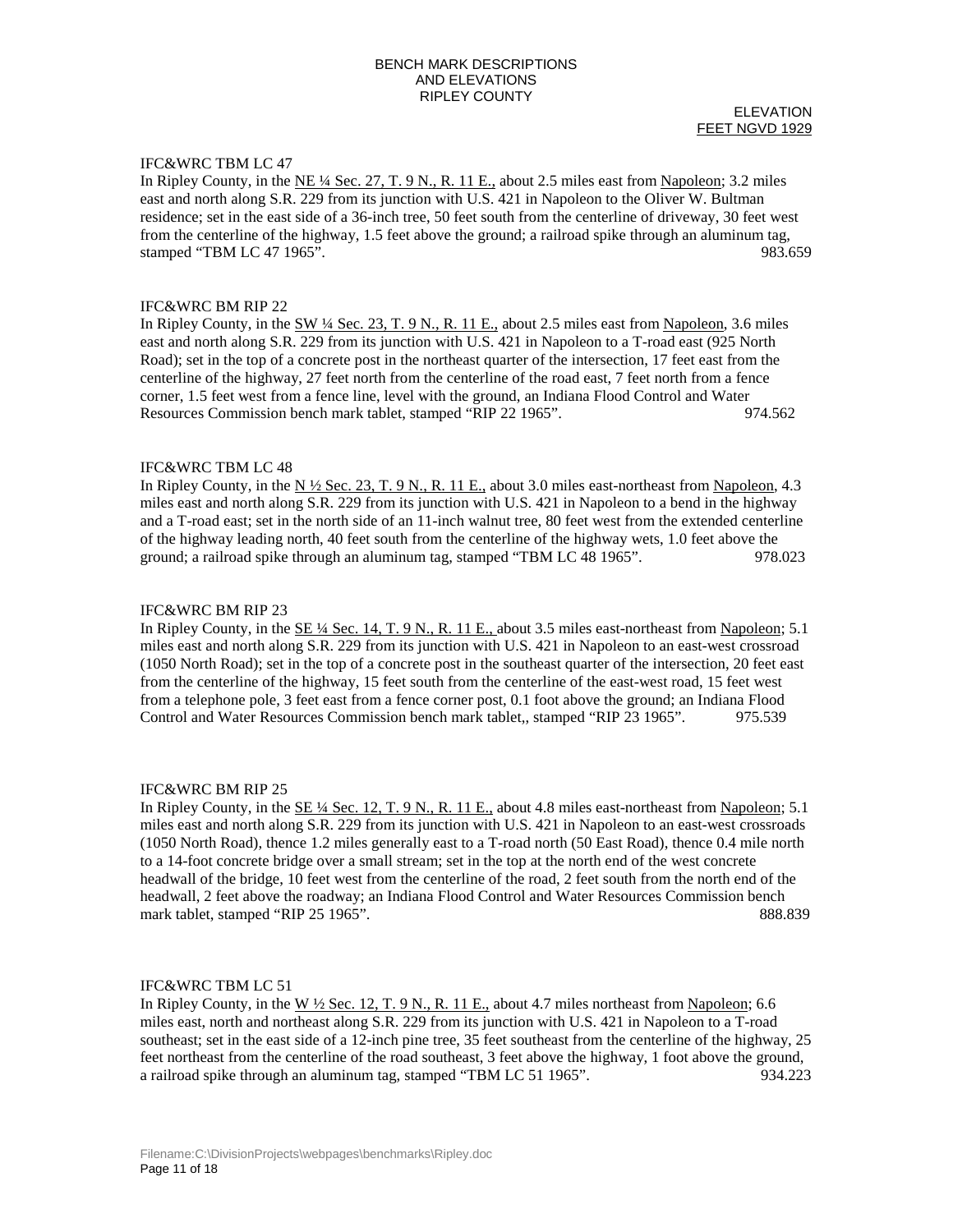BENCH MARK DESCRIPTIONS
AND ELEVATIONS
RIPLEY COUNTY

ELEVATION
FEET NGVD 1929

IFC&WRC TBM LC 47
In Ripley County, in the NE ¼ Sec. 27, T. 9 N., R. 11 E., about 2.5 miles east from Napoleon; 3.2 miles east and north along S.R. 229 from its junction with U.S. 421 in Napoleon to the Oliver W. Bultman residence; set in the east side of a 36-inch tree, 50 feet south from the centerline of driveway, 30 feet west from the centerline of the highway, 1.5 feet above the ground; a railroad spike through an aluminum tag, stamped "TBM LC 47 1965". 983.659

IFC&WRC BM RIP 22
In Ripley County, in the SW ¼ Sec. 23, T. 9 N., R. 11 E., about 2.5 miles east from Napoleon, 3.6 miles east and north along S.R. 229 from its junction with U.S. 421 in Napoleon to a T-road east (925 North Road); set in the top of a concrete post in the northeast quarter of the intersection, 17 feet east from the centerline of the highway, 27 feet north from the centerline of the road east, 7 feet north from a fence corner, 1.5 feet west from a fence line, level with the ground, an Indiana Flood Control and Water Resources Commission bench mark tablet, stamped "RIP 22 1965". 974.562

IFC&WRC TBM LC 48
In Ripley County, in the N ½ Sec. 23, T. 9 N., R. 11 E., about 3.0 miles east-northeast from Napoleon, 4.3 miles east and north along S.R. 229 from its junction with U.S. 421 in Napoleon to a bend in the highway and a T-road east; set in the north side of an 11-inch walnut tree, 80 feet west from the extended centerline of the highway leading north, 40 feet south from the centerline of the highway wets, 1.0 feet above the ground; a railroad spike through an aluminum tag, stamped "TBM LC 48 1965". 978.023

IFC&WRC BM RIP 23
In Ripley County, in the SE ¼ Sec. 14, T. 9 N., R. 11 E., about 3.5 miles east-northeast from Napoleon; 5.1 miles east and north along S.R. 229 from its junction with U.S. 421 in Napoleon to an east-west crossroad (1050 North Road); set in the top of a concrete post in the southeast quarter of the intersection, 20 feet east from the centerline of the highway, 15 feet south from the centerline of the east-west road, 15 feet west from a telephone pole, 3 feet east from a fence corner post, 0.1 foot above the ground; an Indiana Flood Control and Water Resources Commission bench mark tablet,, stamped "RIP 23 1965". 975.539

IFC&WRC BM RIP 25
In Ripley County, in the SE ¼ Sec. 12, T. 9 N., R. 11 E., about 4.8 miles east-northeast from Napoleon; 5.1 miles east and north along S.R. 229 from its junction with U.S. 421 in Napoleon to an east-west crossroads (1050 North Road), thence 1.2 miles generally east to a T-road north (50 East Road), thence 0.4 mile north to a 14-foot concrete bridge over a small stream; set in the top at the north end of the west concrete headwall of the bridge, 10 feet west from the centerline of the road, 2 feet south from the north end of the headwall, 2 feet above the roadway; an Indiana Flood Control and Water Resources Commission bench mark tablet, stamped "RIP 25 1965". 888.839

IFC&WRC TBM LC 51
In Ripley County, in the W ½ Sec. 12, T. 9 N., R. 11 E., about 4.7 miles northeast from Napoleon; 6.6 miles east, north and northeast along S.R. 229 from its junction with U.S. 421 in Napoleon to a T-road southeast; set in the east side of a 12-inch pine tree, 35 feet southeast from the centerline of the highway, 25 feet northeast from the centerline of the road southeast, 3 feet above the highway, 1 foot above the ground, a railroad spike through an aluminum tag, stamped "TBM LC 51 1965". 934.223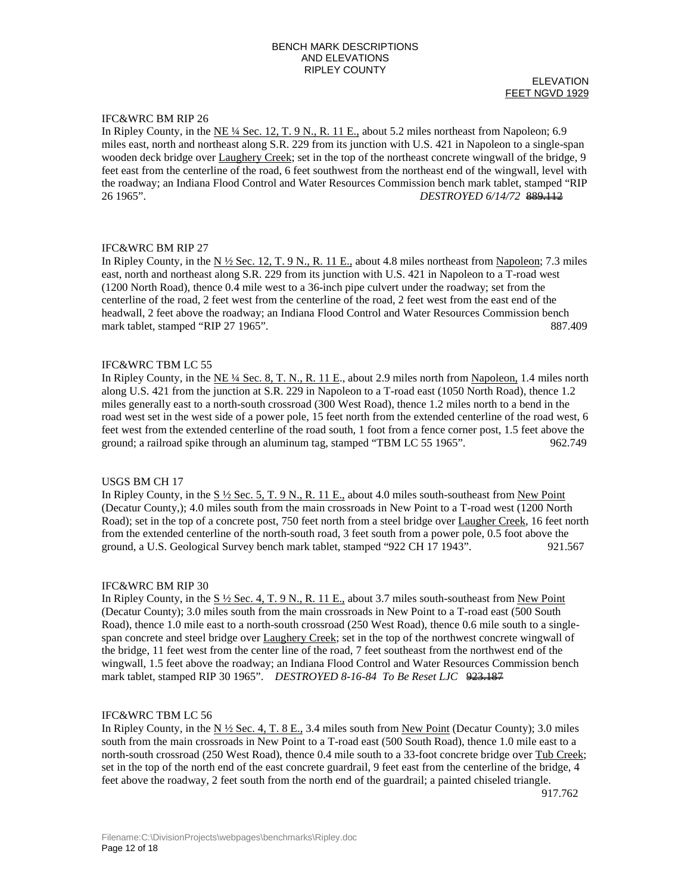BENCH MARK DESCRIPTIONS
AND ELEVATIONS
RIPLEY COUNTY

ELEVATION
FEET NGVD 1929

IFC&WRC BM RIP 26

In Ripley County, in the NE ¼ Sec. 12, T. 9 N., R. 11 E., about 5.2 miles northeast from Napoleon; 6.9 miles east, north and northeast along S.R. 229 from its junction with U.S. 421 in Napoleon to a single-span wooden deck bridge over Laughery Creek; set in the top of the northeast concrete wingwall of the bridge, 9 feet east from the centerline of the road, 6 feet southwest from the northeast end of the wingwall, level with the roadway; an Indiana Flood Control and Water Resources Commission bench mark tablet, stamped "RIP 26 1965". *DESTROYED 6/14/72* ~~889.112~~

IFC&WRC BM RIP 27

In Ripley County, in the N ½ Sec. 12, T. 9 N., R. 11 E., about 4.8 miles northeast from Napoleon; 7.3 miles east, north and northeast along S.R. 229 from its junction with U.S. 421 in Napoleon to a T-road west (1200 North Road), thence 0.4 mile west to a 36-inch pipe culvert under the roadway; set from the centerline of the road, 2 feet west from the centerline of the road, 2 feet west from the east end of the headwall, 2 feet above the roadway; an Indiana Flood Control and Water Resources Commission bench mark tablet, stamped "RIP 27 1965". 887.409

IFC&WRC TBM LC 55

In Ripley County, in the NE ¼ Sec. 8, T. N., R. 11 E., about 2.9 miles north from Napoleon, 1.4 miles north along U.S. 421 from the junction at S.R. 229 in Napoleon to a T-road east (1050 North Road), thence 1.2 miles generally east to a north-south crossroad (300 West Road), thence 1.2 miles north to a bend in the road west set in the west side of a power pole, 15 feet north from the extended centerline of the road west, 6 feet west from the extended centerline of the road south, 1 foot from a fence corner post, 1.5 feet above the ground; a railroad spike through an aluminum tag, stamped "TBM LC 55 1965". 962.749

USGS BM CH 17

In Ripley County, in the S ½ Sec. 5, T. 9 N., R. 11 E., about 4.0 miles south-southeast from New Point (Decatur County,); 4.0 miles south from the main crossroads in New Point to a T-road west (1200 North Road); set in the top of a concrete post, 750 feet north from a steel bridge over Laugher Creek, 16 feet north from the extended centerline of the north-south road, 3 feet south from a power pole, 0.5 foot above the ground, a U.S. Geological Survey bench mark tablet, stamped "922 CH 17 1943". 921.567

IFC&WRC BM RIP 30

In Ripley County, in the S ½ Sec. 4, T. 9 N., R. 11 E., about 3.7 miles south-southeast from New Point (Decatur County); 3.0 miles south from the main crossroads in New Point to a T-road east (500 South Road), thence 1.0 mile east to a north-south crossroad (250 West Road), thence 0.6 mile south to a single-span concrete and steel bridge over Laughery Creek; set in the top of the northwest concrete wingwall of the bridge, 11 feet west from the center line of the road, 7 feet southeast from the northwest end of the wingwall, 1.5 feet above the roadway; an Indiana Flood Control and Water Resources Commission bench mark tablet, stamped RIP 30 1965". *DESTROYED 8-16-84 To Be Reset LJC* ~~923.187~~

IFC&WRC TBM LC 56

In Ripley County, in the N ½ Sec. 4, T. 8 E., 3.4 miles south from New Point (Decatur County); 3.0 miles south from the main crossroads in New Point to a T-road east (500 South Road), thence 1.0 mile east to a north-south crossroad (250 West Road), thence 0.4 mile south to a 33-foot concrete bridge over Tub Creek; set in the top of the north end of the east concrete guardrail, 9 feet east from the centerline of the bridge, 4 feet above the roadway, 2 feet south from the north end of the guardrail; a painted chiseled triangle. 917.762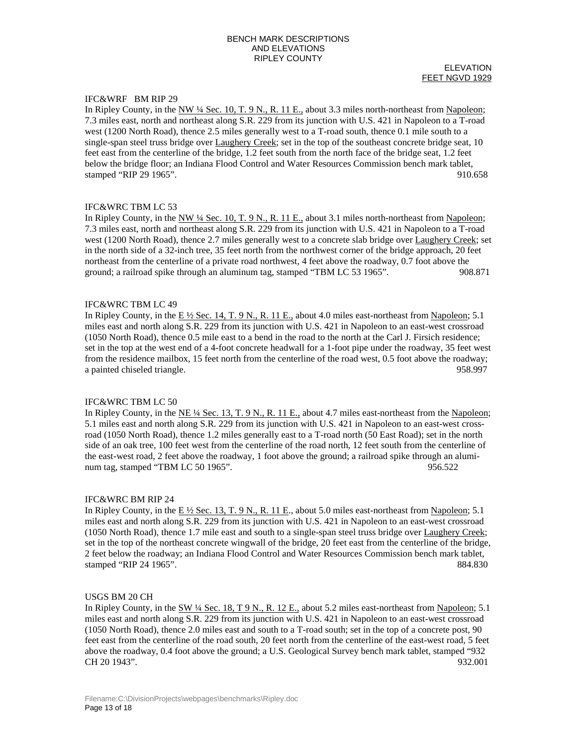BENCH MARK DESCRIPTIONS
AND ELEVATIONS
RIPLEY COUNTY

ELEVATION
FEET NGVD 1929

IFC&WRF BM RIP 29
In Ripley County, in the NW ¼ Sec. 10, T. 9 N., R. 11 E., about 3.3 miles north-northeast from Napoleon; 7.3 miles east, north and northeast along S.R. 229 from its junction with U.S. 421 in Napoleon to a T-road west (1200 North Road), thence 2.5 miles generally west to a T-road south, thence 0.1 mile south to a single-span steel truss bridge over Laughery Creek; set in the top of the southeast concrete bridge seat, 10 feet east from the centerline of the bridge, 1.2 feet south from the north face of the bridge seat, 1.2 feet below the bridge floor; an Indiana Flood Control and Water Resources Commission bench mark tablet, stamped "RIP 29 1965". 910.658

IFC&WRC TBM LC 53
In Ripley County, in the NW ¼ Sec. 10, T. 9 N., R. 11 E., about 3.1 miles north-northeast from Napoleon; 7.3 miles east, north and northeast along S.R. 229 from its junction with U.S. 421 in Napoleon to a T-road west (1200 North Road), thence 2.7 miles generally west to a concrete slab bridge over Laughery Creek; set in the north side of a 32-inch tree, 35 feet north from the northwest corner of the bridge approach, 20 feet northeast from the centerline of a private road northwest, 4 feet above the roadway, 0.7 foot above the ground; a railroad spike through an aluminum tag, stamped "TBM LC 53 1965". 908.871

IFC&WRC TBM LC 49
In Ripley County, in the E ½ Sec. 14, T. 9 N., R. 11 E., about 4.0 miles east-northeast from Napoleon; 5.1 miles east and north along S.R. 229 from its junction with U.S. 421 in Napoleon to an east-west crossroad (1050 North Road), thence 0.5 mile east to a bend in the road to the north at the Carl J. Firsich residence; set in the top at the west end of a 4-foot concrete headwall for a 1-foot pipe under the roadway, 35 feet west from the residence mailbox, 15 feet north from the centerline of the road west, 0.5 foot above the roadway; a painted chiseled triangle. 958.997

IFC&WRC TBM LC 50
In Ripley County, in the NE ¼ Sec. 13, T. 9 N., R. 11 E., about 4.7 miles east-northeast from the Napoleon; 5.1 miles east and north along S.R. 229 from its junction with U.S. 421 in Napoleon to an east-west cross-road (1050 North Road), thence 1.2 miles generally east to a T-road north (50 East Road); set in the north side of an oak tree, 100 feet west from the centerline of the road north, 12 feet south from the centerline of the east-west road, 2 feet above the roadway, 1 foot above the ground; a railroad spike through an aluminum tag, stamped "TBM LC 50 1965". 956.522

IFC&WRC BM RIP 24
In Ripley County, in the E ½ Sec. 13, T. 9 N., R. 11 E., about 5.0 miles east-northeast from Napoleon; 5.1 miles east and north along S.R. 229 from its junction with U.S. 421 in Napoleon to an east-west crossroad (1050 North Road), thence 1.7 mile east and south to a single-span steel truss bridge over Laughery Creek; set in the top of the northeast concrete wingwall of the bridge, 20 feet east from the centerline of the bridge, 2 feet below the roadway; an Indiana Flood Control and Water Resources Commission bench mark tablet, stamped "RIP 24 1965". 884.830

USGS BM 20 CH
In Ripley County, in the SW ¼ Sec. 18, T 9 N., R. 12 E., about 5.2 miles east-northeast from Napoleon; 5.1 miles east and north along S.R. 229 from its junction with U.S. 421 in Napoleon to an east-west crossroad (1050 North Road), thence 2.0 miles east and south to a T-road south; set in the top of a concrete post, 90 feet east from the centerline of the road south, 20 feet north from the centerline of the east-west road, 5 feet above the roadway, 0.4 foot above the ground; a U.S. Geological Survey bench mark tablet, stamped "932 CH 20 1943". 932.001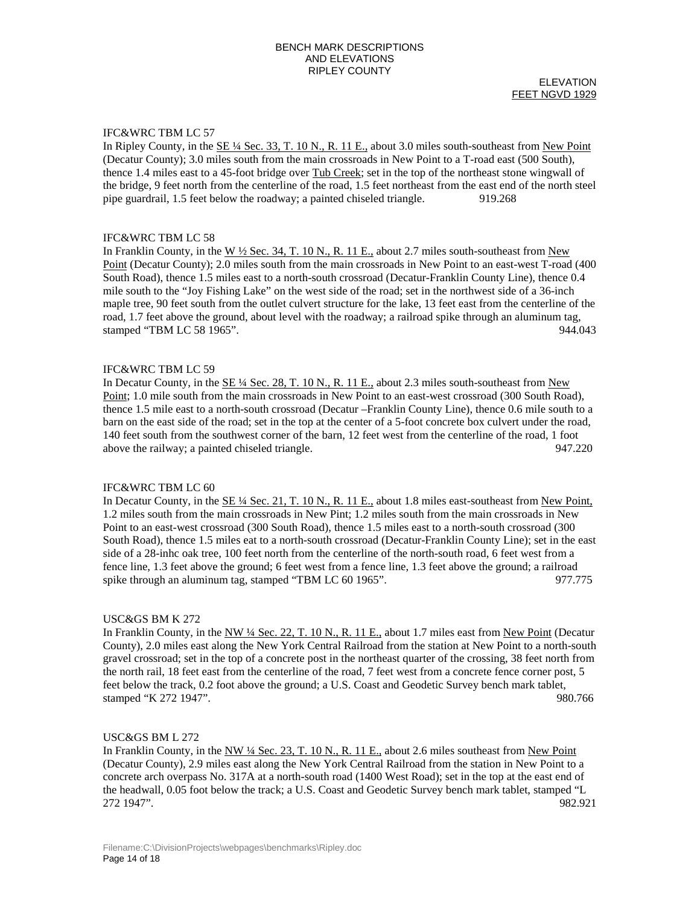BENCH MARK DESCRIPTIONS
AND ELEVATIONS
RIPLEY COUNTY

ELEVATION
FEET NGVD 1929

IFC&WRC TBM LC 57
In Ripley County, in the SE ¼ Sec. 33, T. 10 N., R. 11 E., about 3.0 miles south-southeast from New Point (Decatur County); 3.0 miles south from the main crossroads in New Point to a T-road east (500 South), thence 1.4 miles east to a 45-foot bridge over Tub Creek; set in the top of the northeast stone wingwall of the bridge, 9 feet north from the centerline of the road, 1.5 feet northeast from the east end of the north steel pipe guardrail, 1.5 feet below the roadway; a painted chiseled triangle. 919.268

IFC&WRC TBM LC 58
In Franklin County, in the W ½ Sec. 34, T. 10 N., R. 11 E., about 2.7 miles south-southeast from New Point (Decatur County); 2.0 miles south from the main crossroads in New Point to an east-west T-road (400 South Road), thence 1.5 miles east to a north-south crossroad (Decatur-Franklin County Line), thence 0.4 mile south to the "Joy Fishing Lake" on the west side of the road; set in the northwest side of a 36-inch maple tree, 90 feet south from the outlet culvert structure for the lake, 13 feet east from the centerline of the road, 1.7 feet above the ground, about level with the roadway; a railroad spike through an aluminum tag, stamped "TBM LC 58 1965". 944.043

IFC&WRC TBM LC 59
In Decatur County, in the SE ¼ Sec. 28, T. 10 N., R. 11 E., about 2.3 miles south-southeast from New Point; 1.0 mile south from the main crossroads in New Point to an east-west crossroad (300 South Road), thence 1.5 mile east to a north-south crossroad (Decatur –Franklin County Line), thence 0.6 mile south to a barn on the east side of the road; set in the top at the center of a 5-foot concrete box culvert under the road, 140 feet south from the southwest corner of the barn, 12 feet west from the centerline of the road, 1 foot above the railway; a painted chiseled triangle. 947.220

IFC&WRC TBM LC 60
In Decatur County, in the SE ¼ Sec. 21, T. 10 N., R. 11 E., about 1.8 miles east-southeast from New Point, 1.2 miles south from the main crossroads in New Pint; 1.2 miles south from the main crossroads in New Point to an east-west crossroad (300 South Road), thence 1.5 miles east to a north-south crossroad (300 South Road), thence 1.5 miles eat to a north-south crossroad (Decatur-Franklin County Line); set in the east side of a 28-inhc oak tree, 100 feet north from the centerline of the north-south road, 6 feet west from a fence line, 1.3 feet above the ground; 6 feet west from a fence line, 1.3 feet above the ground; a railroad spike through an aluminum tag, stamped "TBM LC 60 1965". 977.775

USC&GS BM K 272
In Franklin County, in the NW ¼ Sec. 22, T. 10 N., R. 11 E., about 1.7 miles east from New Point (Decatur County), 2.0 miles east along the New York Central Railroad from the station at New Point to a north-south gravel crossroad; set in the top of a concrete post in the northeast quarter of the crossing, 38 feet north from the north rail, 18 feet east from the centerline of the road, 7 feet west from a concrete fence corner post, 5 feet below the track, 0.2 foot above the ground; a U.S. Coast and Geodetic Survey bench mark tablet, stamped "K 272 1947". 980.766

USC&GS BM L 272
In Franklin County, in the NW ¼ Sec. 23, T. 10 N., R. 11 E., about 2.6 miles southeast from New Point (Decatur County), 2.9 miles east along the New York Central Railroad from the station in New Point to a concrete arch overpass No. 317A at a north-south road (1400 West Road); set in the top at the east end of the headwall, 0.05 foot below the track; a U.S. Coast and Geodetic Survey bench mark tablet, stamped "L 272 1947". 982.921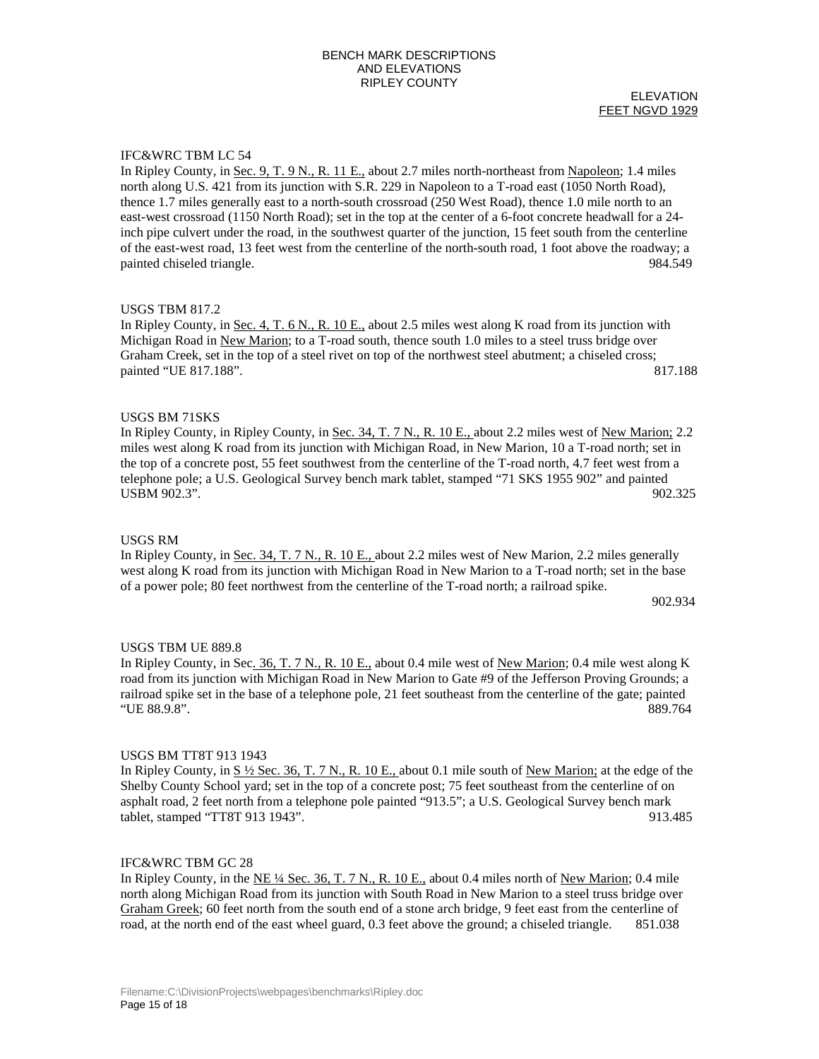BENCH MARK DESCRIPTIONS
AND ELEVATIONS
RIPLEY COUNTY

ELEVATION
FEET NGVD 1929

IFC&WRC TBM LC 54

In Ripley County, in Sec. 9, T. 9 N., R. 11 E., about 2.7 miles north-northeast from Napoleon; 1.4 miles north along U.S. 421 from its junction with S.R. 229 in Napoleon to a T-road east (1050 North Road), thence 1.7 miles generally east to a north-south crossroad (250 West Road), thence 1.0 mile north to an east-west crossroad (1150 North Road); set in the top at the center of a 6-foot concrete headwall for a 24-inch pipe culvert under the road, in the southwest quarter of the junction, 15 feet south from the centerline of the east-west road, 13 feet west from the centerline of the north-south road, 1 foot above the roadway; a painted chiseled triangle. 984.549

USGS TBM 817.2

In Ripley County, in Sec. 4, T. 6 N., R. 10 E., about 2.5 miles west along K road from its junction with Michigan Road in New Marion; to a T-road south, thence south 1.0 miles to a steel truss bridge over Graham Creek, set in the top of a steel rivet on top of the northwest steel abutment; a chiseled cross; painted "UE 817.188". 817.188

USGS BM 71SKS

In Ripley County, in Ripley County, in Sec. 34, T. 7 N., R. 10 E., about 2.2 miles west of New Marion; 2.2 miles west along K road from its junction with Michigan Road, in New Marion, 10 a T-road north; set in the top of a concrete post, 55 feet southwest from the centerline of the T-road north, 4.7 feet west from a telephone pole; a U.S. Geological Survey bench mark tablet, stamped "71 SKS 1955 902" and painted USBM 902.3". 902.325

USGS RM

In Ripley County, in Sec. 34, T. 7 N., R. 10 E., about 2.2 miles west of New Marion, 2.2 miles generally west along K road from its junction with Michigan Road in New Marion to a T-road north; set in the base of a power pole; 80 feet northwest from the centerline of the T-road north; a railroad spike. 902.934

USGS TBM UE 889.8

In Ripley County, in Sec. 36, T. 7 N., R. 10 E., about 0.4 mile west of New Marion; 0.4 mile west along K road from its junction with Michigan Road in New Marion to Gate #9 of the Jefferson Proving Grounds; a railroad spike set in the base of a telephone pole, 21 feet southeast from the centerline of the gate; painted "UE 88.9.8". 889.764

USGS BM TT8T 913 1943

In Ripley County, in S ½ Sec. 36, T. 7 N., R. 10 E., about 0.1 mile south of New Marion; at the edge of the Shelby County School yard; set in the top of a concrete post; 75 feet southeast from the centerline of on asphalt road, 2 feet north from a telephone pole painted "913.5"; a U.S. Geological Survey bench mark tablet, stamped "TT8T 913 1943". 913.485

IFC&WRC TBM GC 28

In Ripley County, in the NE ¼ Sec. 36, T. 7 N., R. 10 E., about 0.4 miles north of New Marion; 0.4 mile north along Michigan Road from its junction with South Road in New Marion to a steel truss bridge over Graham Greek; 60 feet north from the south end of a stone arch bridge, 9 feet east from the centerline of road, at the north end of the east wheel guard, 0.3 feet above the ground; a chiseled triangle. 851.038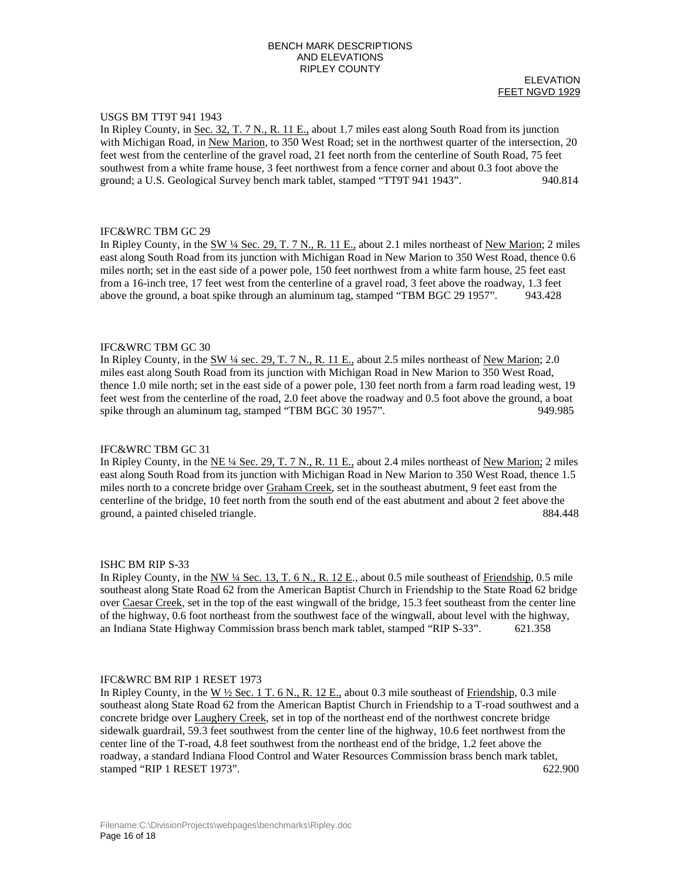BENCH MARK DESCRIPTIONS
AND ELEVATIONS
RIPLEY COUNTY

ELEVATION
<u>FEET NGVD 1929</u>

USGS BM TT9T 941 1943

In Ripley County, in <u>Sec. 32, T. 7 N., R. 11 E.,</u> about 1.7 miles east along South Road from its junction with Michigan Road, in <u>New Marion</u>, to 350 West Road; set in the northwest quarter of the intersection, 20 feet west from the centerline of the gravel road, 21 feet north from the centerline of South Road, 75 feet southwest from a white frame house, 3 feet northwest from a fence corner and about 0.3 foot above the ground; a U.S. Geological Survey bench mark tablet, stamped "TT9T 941 1943". 940.814

IFC&WRC TBM GC 29

In Ripley County, in the <u>SW ¼ Sec. 29, T. 7 N., R. 11 E.,</u> about 2.1 miles northeast of <u>New Marion</u>; 2 miles east along South Road from its junction with Michigan Road in New Marion to 350 West Road, thence 0.6 miles north; set in the east side of a power pole, 150 feet northwest from a white farm house, 25 feet east from a 16-inch tree, 17 feet west from the centerline of a gravel road, 3 feet above the roadway, 1.3 feet above the ground, a boat spike through an aluminum tag, stamped "TBM BGC 29 1957". 943.428

IFC&WRC TBM GC 30

In Ripley County, in the <u>SW ¼ sec. 29, T. 7 N., R. 11 E.,</u> about 2.5 miles northeast of <u>New Marion</u>; 2.0 miles east along South Road from its junction with Michigan Road in New Marion to 350 West Road, thence 1.0 mile north; set in the east side of a power pole, 130 feet north from a farm road leading west, 19 feet west from the centerline of the road, 2.0 feet above the roadway and 0.5 foot above the ground, a boat spike through an aluminum tag, stamped "TBM BGC 30 1957". 949.985

IFC&WRC TBM GC 31

In Ripley County, in the <u>NE ¼ Sec. 29, T. 7 N., R. 11 E.,</u> about 2.4 miles northeast of <u>New Marion;</u> 2 miles east along South Road from its junction with Michigan Road in New Marion to 350 West Road, thence 1.5 miles north to a concrete bridge over <u>Graham Creek</u>, set in the southeast abutment, 9 feet east from the centerline of the bridge, 10 feet north from the south end of the east abutment and about 2 feet above the ground, a painted chiseled triangle. 884.448

ISHC BM RIP S-33

In Ripley County, in the <u>NW ¼ Sec. 13, T. 6 N., R. 12 E</u>., about 0.5 mile southeast of <u>Friendship</u>, 0.5 mile southeast along State Road 62 from the American Baptist Church in Friendship to the State Road 62 bridge over <u>Caesar Creek</u>, set in the top of the east wingwall of the bridge, 15.3 feet southeast from the center line of the highway, 0.6 foot northeast from the southwest face of the wingwall, about level with the highway, an Indiana State Highway Commission brass bench mark tablet, stamped "RIP S-33". 621.358

IFC&WRC BM RIP 1 RESET 1973

In Ripley County, in the <u>W ½ Sec. 1 T. 6 N., R. 12 E.,</u> about 0.3 mile southeast of <u>Friendship</u>, 0.3 mile southeast along State Road 62 from the American Baptist Church in Friendship to a T-road southwest and a concrete bridge over <u>Laughery Creek</u>, set in top of the northeast end of the northwest concrete bridge sidewalk guardrail, 59.3 feet southwest from the center line of the highway, 10.6 feet northwest from the center line of the T-road, 4.8 feet southwest from the northeast end of the bridge, 1.2 feet above the roadway, a standard Indiana Flood Control and Water Resources Commission brass bench mark tablet, stamped "RIP 1 RESET 1973". 622.900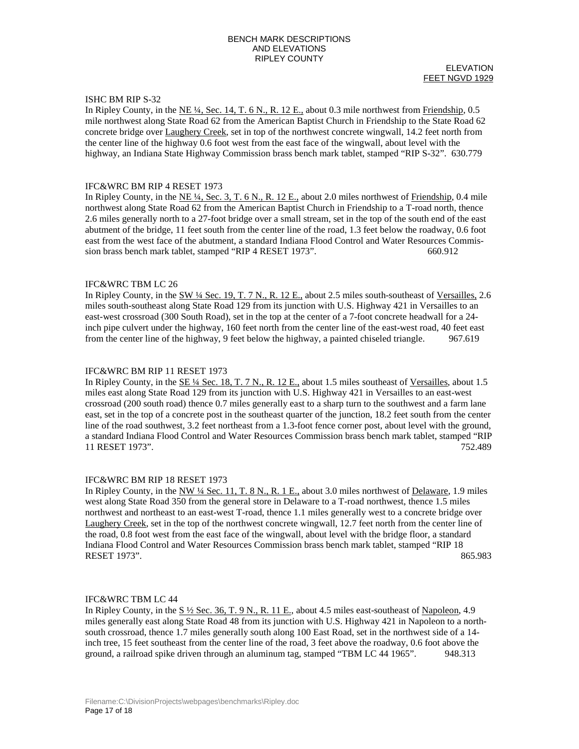BENCH MARK DESCRIPTIONS
AND ELEVATIONS
RIPLEY COUNTY

ELEVATION
FEET NGVD 1929

ISHC BM RIP S-32

In Ripley County, in the NE ¼, Sec. 14, T. 6 N., R. 12 E., about 0.3 mile northwest from Friendship, 0.5 mile northwest along State Road 62 from the American Baptist Church in Friendship to the State Road 62 concrete bridge over Laughery Creek, set in top of the northwest concrete wingwall, 14.2 feet north from the center line of the highway 0.6 foot west from the east face of the wingwall, about level with the highway, an Indiana State Highway Commission brass bench mark tablet, stamped "RIP S-32". 630.779

IFC&WRC BM RIP 4 RESET 1973

In Ripley County, in the NE ¼, Sec. 3, T. 6 N., R. 12 E., about 2.0 miles northwest of Friendship, 0.4 mile northwest along State Road 62 from the American Baptist Church in Friendship to a T-road north, thence 2.6 miles generally north to a 27-foot bridge over a small stream, set in the top of the south end of the east abutment of the bridge, 11 feet south from the center line of the road, 1.3 feet below the roadway, 0.6 foot east from the west face of the abutment, a standard Indiana Flood Control and Water Resources Commission brass bench mark tablet, stamped "RIP 4 RESET 1973". 660.912

IFC&WRC TBM LC 26

In Ripley County, in the SW ¼ Sec. 19, T. 7 N., R. 12 E., about 2.5 miles south-southeast of Versailles, 2.6 miles south-southeast along State Road 129 from its junction with U.S. Highway 421 in Versailles to an east-west crossroad (300 South Road), set in the top at the center of a 7-foot concrete headwall for a 24-inch pipe culvert under the highway, 160 feet north from the center line of the east-west road, 40 feet east from the center line of the highway, 9 feet below the highway, a painted chiseled triangle. 967.619

IFC&WRC BM RIP 11 RESET 1973

In Ripley County, in the SE ¼ Sec. 18, T. 7 N., R. 12 E., about 1.5 miles southeast of Versailles, about 1.5 miles east along State Road 129 from its junction with U.S. Highway 421 in Versailles to an east-west crossroad (200 south road) thence 0.7 miles generally east to a sharp turn to the southwest and a farm lane east, set in the top of a concrete post in the southeast quarter of the junction, 18.2 feet south from the center line of the road southwest, 3.2 feet northeast from a 1.3-foot fence corner post, about level with the ground, a standard Indiana Flood Control and Water Resources Commission brass bench mark tablet, stamped "RIP 11 RESET 1973". 752.489

IFC&WRC BM RIP 18 RESET 1973

In Ripley County, in the NW ¼ Sec. 11, T. 8 N., R. 1 E., about 3.0 miles northwest of Delaware, 1.9 miles west along State Road 350 from the general store in Delaware to a T-road northwest, thence 1.5 miles northwest and northeast to an east-west T-road, thence 1.1 miles generally west to a concrete bridge over Laughery Creek, set in the top of the northwest concrete wingwall, 12.7 feet north from the center line of the road, 0.8 foot west from the east face of the wingwall, about level with the bridge floor, a standard Indiana Flood Control and Water Resources Commission brass bench mark tablet, stamped "RIP 18 RESET 1973". 865.983

IFC&WRC TBM LC 44

In Ripley County, in the S ½ Sec. 36, T. 9 N., R. 11 E., about 4.5 miles east-southeast of Napoleon, 4.9 miles generally east along State Road 48 from its junction with U.S. Highway 421 in Napoleon to a north-south crossroad, thence 1.7 miles generally south along 100 East Road, set in the northwest side of a 14-inch tree, 15 feet southeast from the center line of the road, 3 feet above the roadway, 0.6 foot above the ground, a railroad spike driven through an aluminum tag, stamped "TBM LC 44 1965". 948.313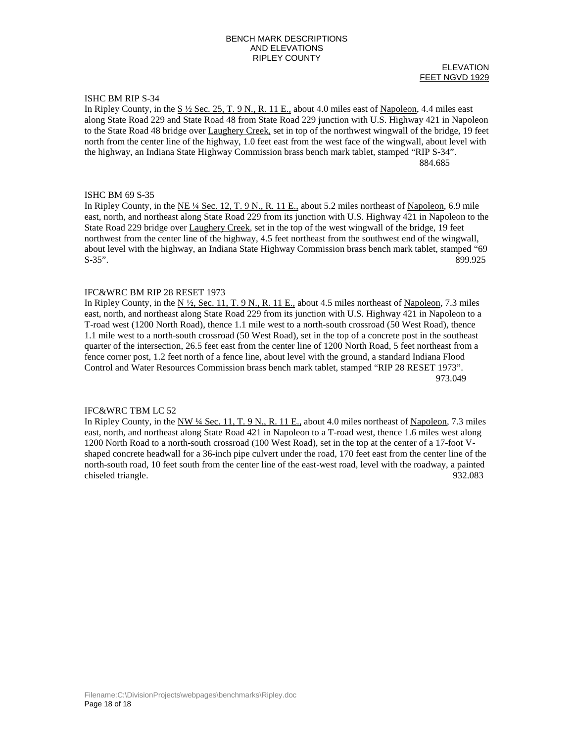BENCH MARK DESCRIPTIONS
AND ELEVATIONS
RIPLEY COUNTY

ELEVATION
FEET NGVD 1929

ISHC BM RIP S-34

In Ripley County, in the S ½ Sec. 25, T. 9 N., R. 11 E., about 4.0 miles east of Napoleon, 4.4 miles east along State Road 229 and State Road 48 from State Road 229 junction with U.S. Highway 421 in Napoleon to the State Road 48 bridge over Laughery Creek, set in top of the northwest wingwall of the bridge, 19 feet north from the center line of the highway, 1.0 feet east from the west face of the wingwall, about level with the highway, an Indiana State Highway Commission brass bench mark tablet, stamped "RIP S-34". 884.685

ISHC BM 69 S-35

In Ripley County, in the NE ¼ Sec. 12, T. 9 N., R. 11 E., about 5.2 miles northeast of Napoleon, 6.9 mile east, north, and northeast along State Road 229 from its junction with U.S. Highway 421 in Napoleon to the State Road 229 bridge over Laughery Creek, set in the top of the west wingwall of the bridge, 19 feet northwest from the center line of the highway, 4.5 feet northeast from the southwest end of the wingwall, about level with the highway, an Indiana State Highway Commission brass bench mark tablet, stamped "69 S-35". 899.925

IFC&WRC BM RIP 28 RESET 1973

In Ripley County, in the N ½, Sec. 11, T. 9 N., R. 11 E., about 4.5 miles northeast of Napoleon, 7.3 miles east, north, and northeast along State Road 229 from its junction with U.S. Highway 421 in Napoleon to a T-road west (1200 North Road), thence 1.1 mile west to a north-south crossroad (50 West Road), thence 1.1 mile west to a north-south crossroad (50 West Road), set in the top of a concrete post in the southeast quarter of the intersection, 26.5 feet east from the center line of 1200 North Road, 5 feet northeast from a fence corner post, 1.2 feet north of a fence line, about level with the ground, a standard Indiana Flood Control and Water Resources Commission brass bench mark tablet, stamped "RIP 28 RESET 1973". 973.049

IFC&WRC TBM LC 52

In Ripley County, in the NW ¼ Sec. 11, T. 9 N., R. 11 E., about 4.0 miles northeast of Napoleon, 7.3 miles east, north, and northeast along State Road 421 in Napoleon to a T-road west, thence 1.6 miles west along 1200 North Road to a north-south crossroad (100 West Road), set in the top at the center of a 17-foot V-shaped concrete headwall for a 36-inch pipe culvert under the road, 170 feet east from the center line of the north-south road, 10 feet south from the center line of the east-west road, level with the roadway, a painted chiseled triangle. 932.083